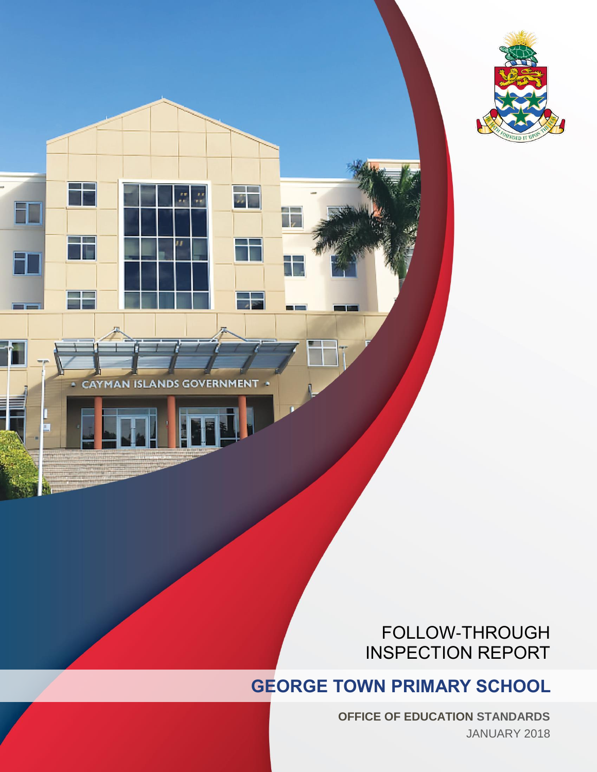FOLLOW-THROUGH INSPECTION REPORT

# GEORGE TOWN PRIMARY SCHOOL

**OFFICE OF EDUCATION STANDARDS**

JANUARY 2018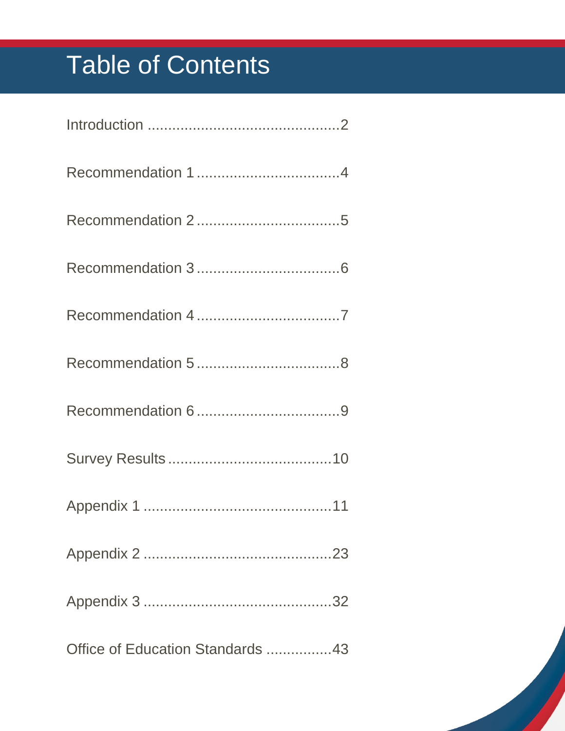# Table of Contents

Introduction .............................................2

Recommendation 1 ..................................4

Recommendation 2 ..................................5

Recommendation 3 ..................................6

Recommendation 4 ..................................7

Recommendation 5 ..................................8

Recommendation 6 ..................................9

Survey Results .......................................10

Appendix 1 .............................................11

Appendix 2 .............................................23

Appendix 3 .............................................32

Office of Education Standards ................43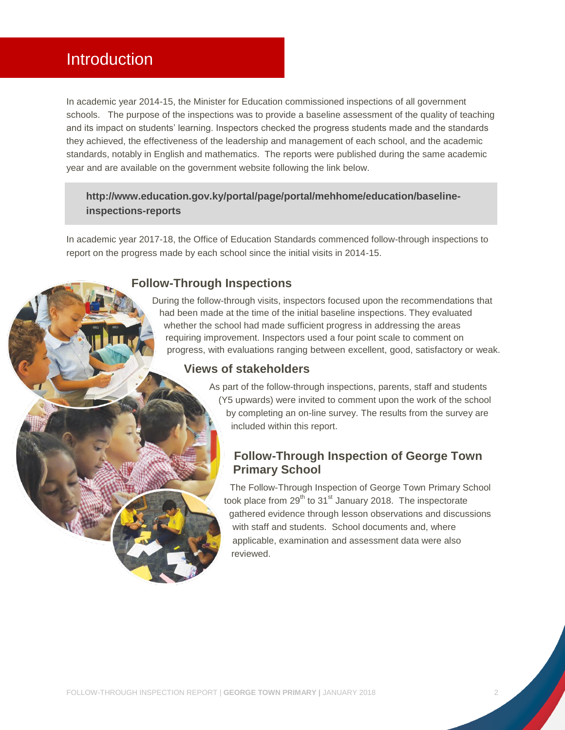# Introduction

In academic year 2014-15, the Minister for Education commissioned inspections of all government schools. The purpose of the inspections was to provide a baseline assessment of the quality of teaching and its impact on students' learning. Inspectors checked the progress students made and the standards they achieved, the effectiveness of the leadership and management of each school, and the academic standards, notably in English and mathematics. The reports were published during the same academic year and are available on the government website following the link below.

**http://www.education.gov.ky/portal/page/portal/mehhome/education/baseline-inspections-reports**

In academic year 2017-18, the Office of Education Standards commenced follow-through inspections to report on the progress made by each school since the initial visits in 2014-15.

## Follow-Through Inspections

During the follow-through visits, inspectors focused upon the recommendations that had been made at the time of the initial baseline inspections. They evaluated whether the school had made sufficient progress in addressing the areas requiring improvement. Inspectors used a four point scale to comment on progress, with evaluations ranging between excellent, good, satisfactory or weak.

## Views of stakeholders

As part of the follow-through inspections, parents, staff and students (Y5 upwards) were invited to comment upon the work of the school by completing an on-line survey. The results from the survey are included within this report.

## Follow-Through Inspection of George Town Primary School

The Follow-Through Inspection of George Town Primary School took place from 29th to 31st January 2018. The inspectorate gathered evidence through lesson observations and discussions with staff and students. School documents and, where applicable, examination and assessment data were also reviewed.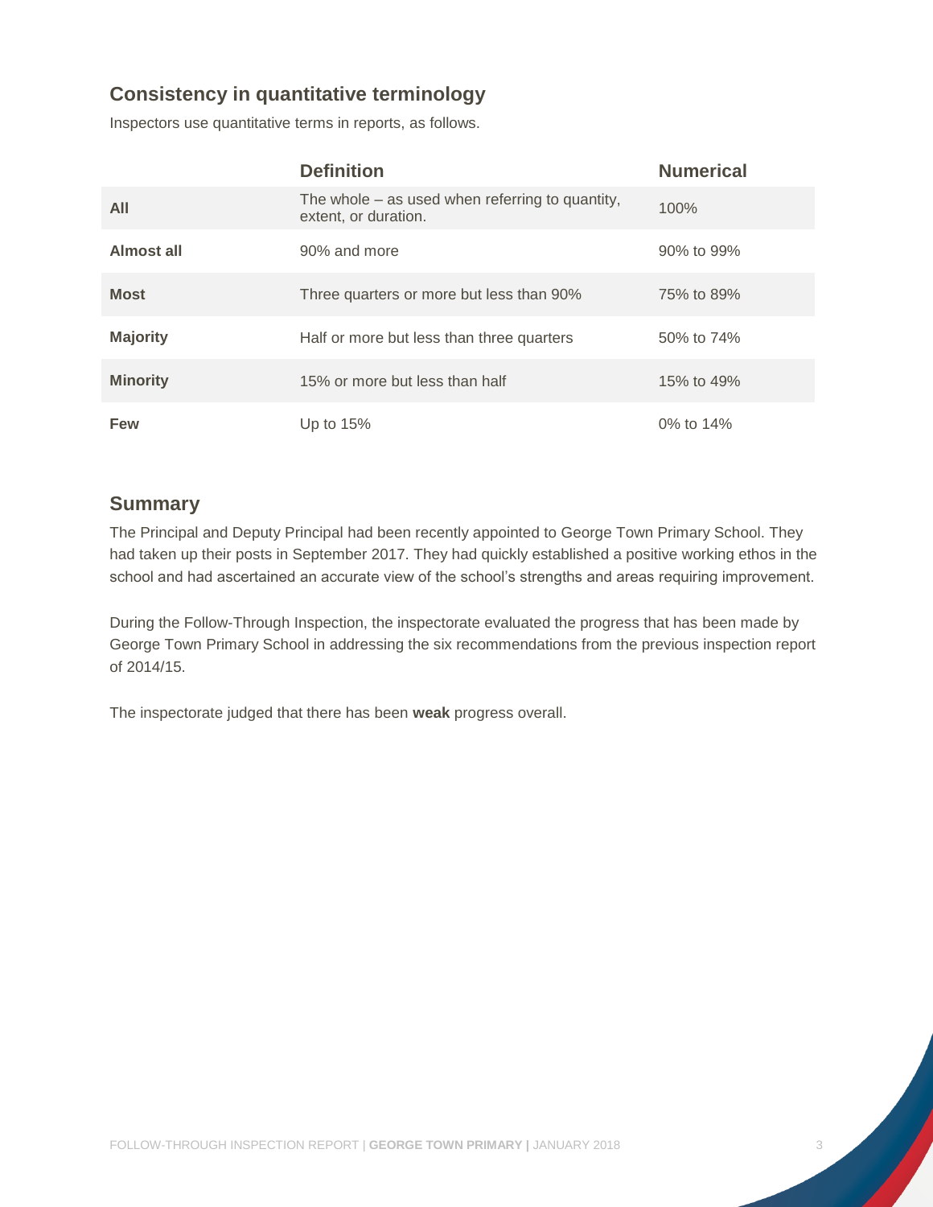## Consistency in quantitative terminology

Inspectors use quantitative terms in reports, as follows.

| | Definition | Numerical |
|---|---|---|
| **All** | The whole – as used when referring to quantity, extent, or duration. | 100% |
| **Almost all** | 90% and more | 90% to 99% |
| **Most** | Three quarters or more but less than 90% | 75% to 89% |
| **Majority** | Half or more but less than three quarters | 50% to 74% |
| **Minority** | 15% or more but less than half | 15% to 49% |
| **Few** | Up to 15% | 0% to 14% |

## Summary

The Principal and Deputy Principal had been recently appointed to George Town Primary School. They had taken up their posts in September 2017. They had quickly established a positive working ethos in the school and had ascertained an accurate view of the school's strengths and areas requiring improvement.

During the Follow-Through Inspection, the inspectorate evaluated the progress that has been made by George Town Primary School in addressing the six recommendations from the previous inspection report of 2014/15.

The inspectorate judged that there has been **weak** progress overall.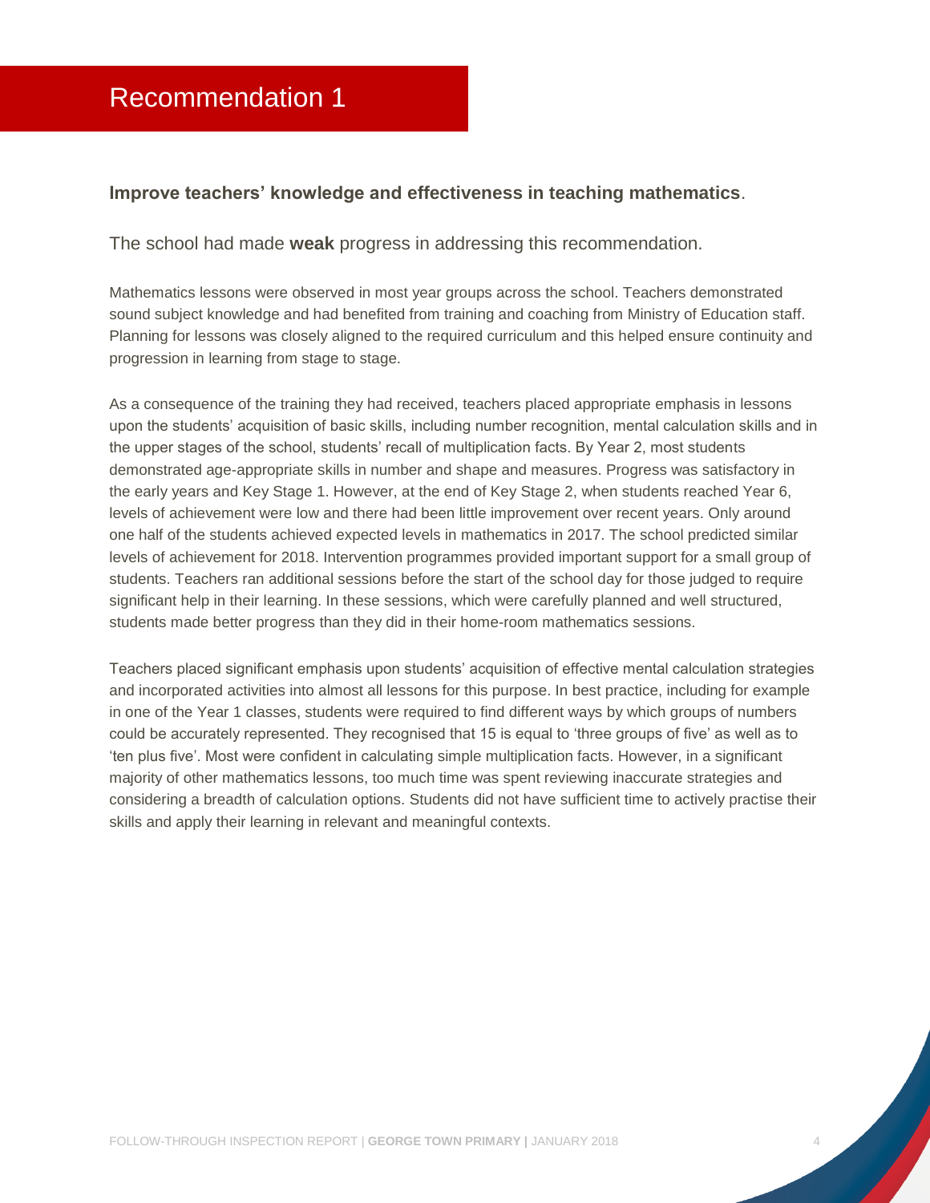# Recommendation 1

**Improve teachers' knowledge and effectiveness in teaching mathematics**.

The school had made **weak** progress in addressing this recommendation.

Mathematics lessons were observed in most year groups across the school. Teachers demonstrated sound subject knowledge and had benefited from training and coaching from Ministry of Education staff. Planning for lessons was closely aligned to the required curriculum and this helped ensure continuity and progression in learning from stage to stage.

As a consequence of the training they had received, teachers placed appropriate emphasis in lessons upon the students' acquisition of basic skills, including number recognition, mental calculation skills and in the upper stages of the school, students' recall of multiplication facts. By Year 2, most students demonstrated age-appropriate skills in number and shape and measures. Progress was satisfactory in the early years and Key Stage 1. However, at the end of Key Stage 2, when students reached Year 6, levels of achievement were low and there had been little improvement over recent years. Only around one half of the students achieved expected levels in mathematics in 2017. The school predicted similar levels of achievement for 2018. Intervention programmes provided important support for a small group of students. Teachers ran additional sessions before the start of the school day for those judged to require significant help in their learning. In these sessions, which were carefully planned and well structured, students made better progress than they did in their home-room mathematics sessions.

Teachers placed significant emphasis upon students' acquisition of effective mental calculation strategies and incorporated activities into almost all lessons for this purpose. In best practice, including for example in one of the Year 1 classes, students were required to find different ways by which groups of numbers could be accurately represented. They recognised that 15 is equal to 'three groups of five' as well as to 'ten plus five'. Most were confident in calculating simple multiplication facts. However, in a significant majority of other mathematics lessons, too much time was spent reviewing inaccurate strategies and considering a breadth of calculation options. Students did not have sufficient time to actively practise their skills and apply their learning in relevant and meaningful contexts.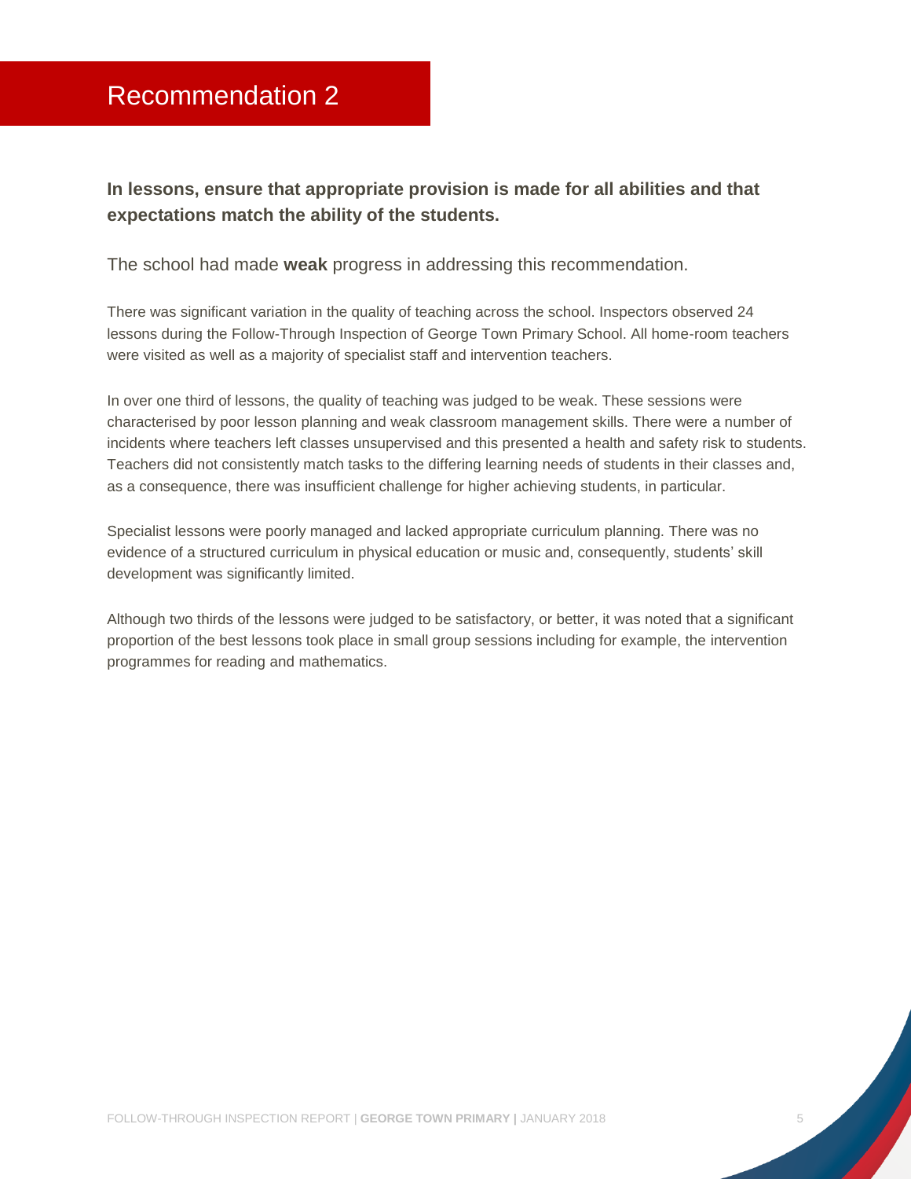# Recommendation 2

**In lessons, ensure that appropriate provision is made for all abilities and that expectations match the ability of the students.**

The school had made **weak** progress in addressing this recommendation.

There was significant variation in the quality of teaching across the school. Inspectors observed 24 lessons during the Follow-Through Inspection of George Town Primary School. All home-room teachers were visited as well as a majority of specialist staff and intervention teachers.

In over one third of lessons, the quality of teaching was judged to be weak. These sessions were characterised by poor lesson planning and weak classroom management skills. There were a number of incidents where teachers left classes unsupervised and this presented a health and safety risk to students. Teachers did not consistently match tasks to the differing learning needs of students in their classes and, as a consequence, there was insufficient challenge for higher achieving students, in particular.

Specialist lessons were poorly managed and lacked appropriate curriculum planning. There was no evidence of a structured curriculum in physical education or music and, consequently, students' skill development was significantly limited.

Although two thirds of the lessons were judged to be satisfactory, or better, it was noted that a significant proportion of the best lessons took place in small group sessions including for example, the intervention programmes for reading and mathematics.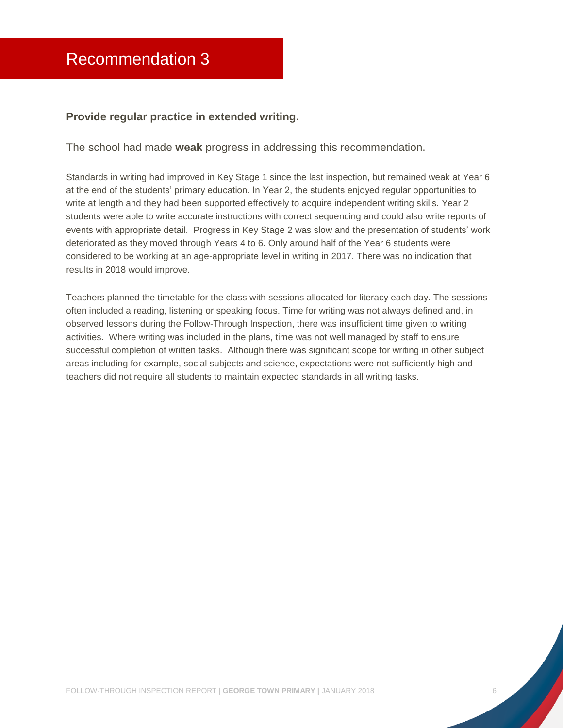# Recommendation 3

**Provide regular practice in extended writing.**

The school had made **weak** progress in addressing this recommendation.

Standards in writing had improved in Key Stage 1 since the last inspection, but remained weak at Year 6 at the end of the students' primary education. In Year 2, the students enjoyed regular opportunities to write at length and they had been supported effectively to acquire independent writing skills. Year 2 students were able to write accurate instructions with correct sequencing and could also write reports of events with appropriate detail. Progress in Key Stage 2 was slow and the presentation of students' work deteriorated as they moved through Years 4 to 6. Only around half of the Year 6 students were considered to be working at an age-appropriate level in writing in 2017. There was no indication that results in 2018 would improve.

Teachers planned the timetable for the class with sessions allocated for literacy each day. The sessions often included a reading, listening or speaking focus. Time for writing was not always defined and, in observed lessons during the Follow-Through Inspection, there was insufficient time given to writing activities. Where writing was included in the plans, time was not well managed by staff to ensure successful completion of written tasks. Although there was significant scope for writing in other subject areas including for example, social subjects and science, expectations were not sufficiently high and teachers did not require all students to maintain expected standards in all writing tasks.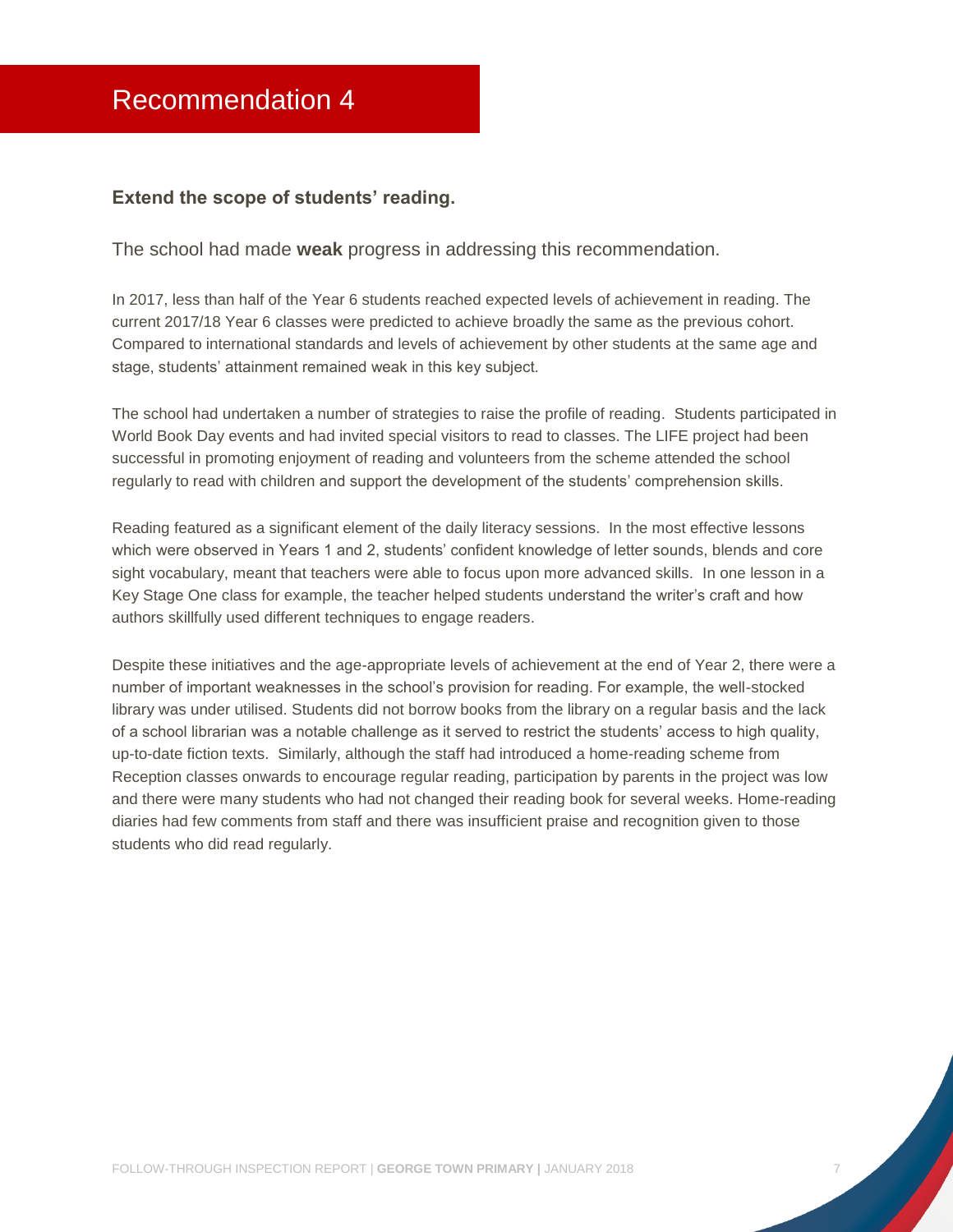# Recommendation 4

**Extend the scope of students' reading.**

The school had made **weak** progress in addressing this recommendation.

In 2017, less than half of the Year 6 students reached expected levels of achievement in reading. The current 2017/18 Year 6 classes were predicted to achieve broadly the same as the previous cohort. Compared to international standards and levels of achievement by other students at the same age and stage, students' attainment remained weak in this key subject.

The school had undertaken a number of strategies to raise the profile of reading. Students participated in World Book Day events and had invited special visitors to read to classes. The LIFE project had been successful in promoting enjoyment of reading and volunteers from the scheme attended the school regularly to read with children and support the development of the students' comprehension skills.

Reading featured as a significant element of the daily literacy sessions. In the most effective lessons which were observed in Years 1 and 2, students' confident knowledge of letter sounds, blends and core sight vocabulary, meant that teachers were able to focus upon more advanced skills. In one lesson in a Key Stage One class for example, the teacher helped students understand the writer's craft and how authors skillfully used different techniques to engage readers.

Despite these initiatives and the age-appropriate levels of achievement at the end of Year 2, there were a number of important weaknesses in the school's provision for reading. For example, the well-stocked library was under utilised. Students did not borrow books from the library on a regular basis and the lack of a school librarian was a notable challenge as it served to restrict the students' access to high quality, up-to-date fiction texts. Similarly, although the staff had introduced a home-reading scheme from Reception classes onwards to encourage regular reading, participation by parents in the project was low and there were many students who had not changed their reading book for several weeks. Home-reading diaries had few comments from staff and there was insufficient praise and recognition given to those students who did read regularly.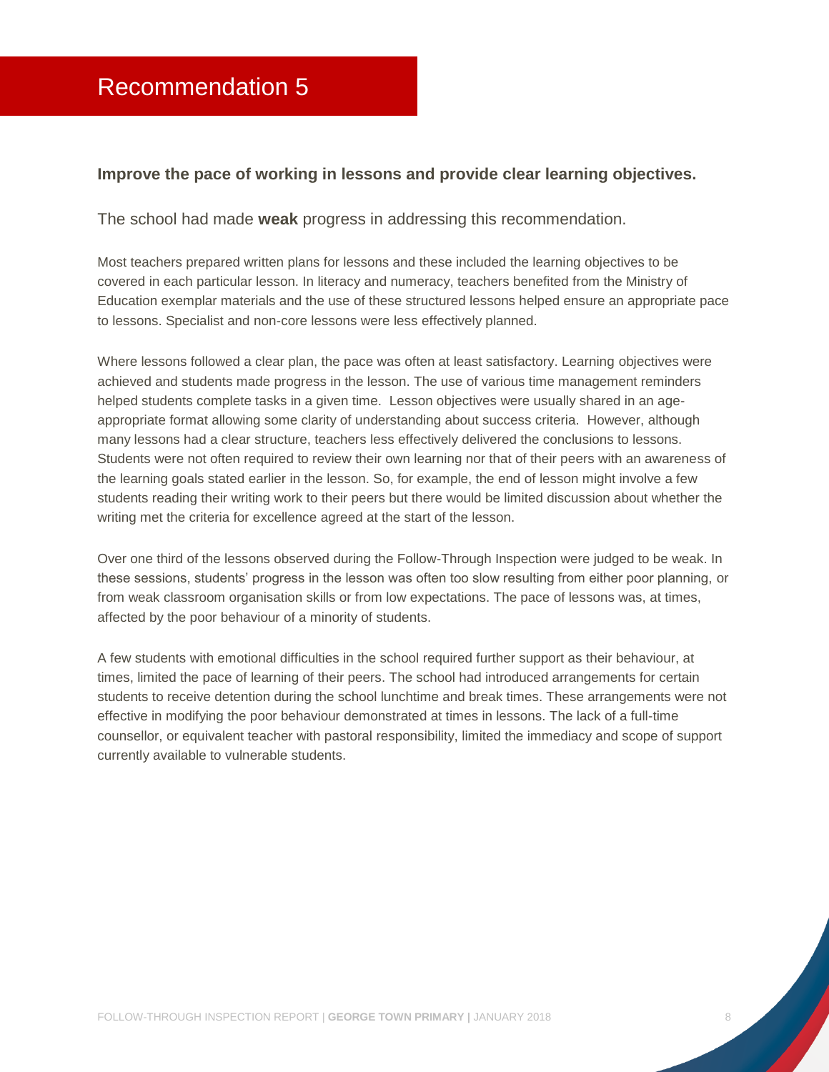# Recommendation 5

**Improve the pace of working in lessons and provide clear learning objectives.**

The school had made **weak** progress in addressing this recommendation.

Most teachers prepared written plans for lessons and these included the learning objectives to be covered in each particular lesson. In literacy and numeracy, teachers benefited from the Ministry of Education exemplar materials and the use of these structured lessons helped ensure an appropriate pace to lessons. Specialist and non-core lessons were less effectively planned.

Where lessons followed a clear plan, the pace was often at least satisfactory. Learning objectives were achieved and students made progress in the lesson. The use of various time management reminders helped students complete tasks in a given time. Lesson objectives were usually shared in an age-appropriate format allowing some clarity of understanding about success criteria. However, although many lessons had a clear structure, teachers less effectively delivered the conclusions to lessons. Students were not often required to review their own learning nor that of their peers with an awareness of the learning goals stated earlier in the lesson. So, for example, the end of lesson might involve a few students reading their writing work to their peers but there would be limited discussion about whether the writing met the criteria for excellence agreed at the start of the lesson.

Over one third of the lessons observed during the Follow-Through Inspection were judged to be weak. In these sessions, students' progress in the lesson was often too slow resulting from either poor planning, or from weak classroom organisation skills or from low expectations. The pace of lessons was, at times, affected by the poor behaviour of a minority of students.

A few students with emotional difficulties in the school required further support as their behaviour, at times, limited the pace of learning of their peers. The school had introduced arrangements for certain students to receive detention during the school lunchtime and break times. These arrangements were not effective in modifying the poor behaviour demonstrated at times in lessons. The lack of a full-time counsellor, or equivalent teacher with pastoral responsibility, limited the immediacy and scope of support currently available to vulnerable students.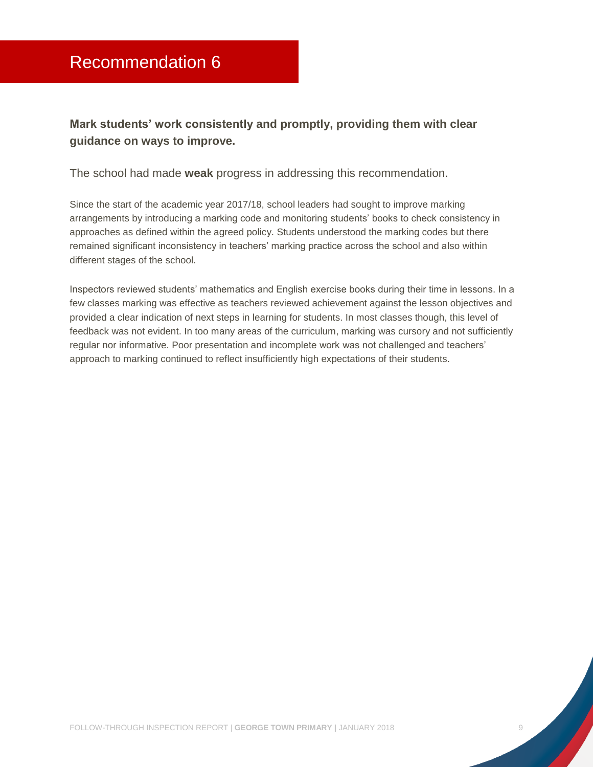# Recommendation 6

**Mark students' work consistently and promptly, providing them with clear guidance on ways to improve.**

The school had made **weak** progress in addressing this recommendation.

Since the start of the academic year 2017/18, school leaders had sought to improve marking arrangements by introducing a marking code and monitoring students' books to check consistency in approaches as defined within the agreed policy. Students understood the marking codes but there remained significant inconsistency in teachers' marking practice across the school and also within different stages of the school.

Inspectors reviewed students' mathematics and English exercise books during their time in lessons. In a few classes marking was effective as teachers reviewed achievement against the lesson objectives and provided a clear indication of next steps in learning for students. In most classes though, this level of feedback was not evident. In too many areas of the curriculum, marking was cursory and not sufficiently regular nor informative. Poor presentation and incomplete work was not challenged and teachers' approach to marking continued to reflect insufficiently high expectations of their students.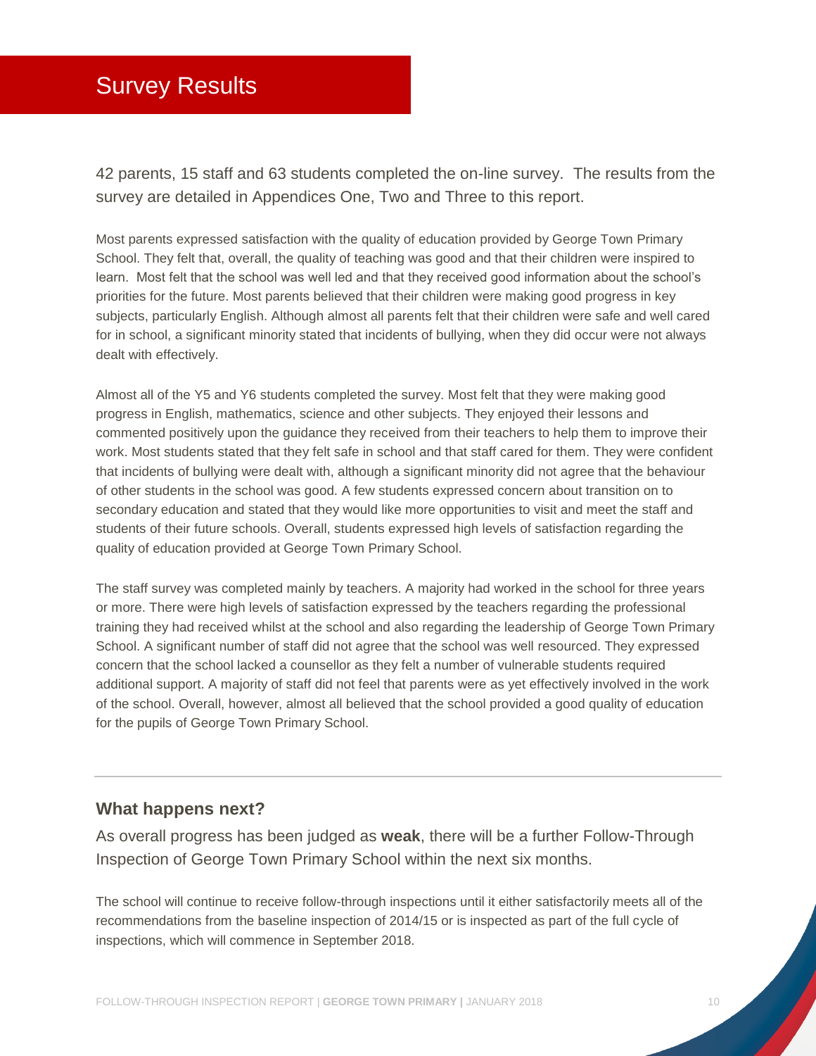# Survey Results

42 parents, 15 staff and 63 students completed the on-line survey. The results from the survey are detailed in Appendices One, Two and Three to this report.

Most parents expressed satisfaction with the quality of education provided by George Town Primary School. They felt that, overall, the quality of teaching was good and that their children were inspired to learn. Most felt that the school was well led and that they received good information about the school's priorities for the future. Most parents believed that their children were making good progress in key subjects, particularly English. Although almost all parents felt that their children were safe and well cared for in school, a significant minority stated that incidents of bullying, when they did occur were not always dealt with effectively.

Almost all of the Y5 and Y6 students completed the survey. Most felt that they were making good progress in English, mathematics, science and other subjects. They enjoyed their lessons and commented positively upon the guidance they received from their teachers to help them to improve their work. Most students stated that they felt safe in school and that staff cared for them. They were confident that incidents of bullying were dealt with, although a significant minority did not agree that the behaviour of other students in the school was good. A few students expressed concern about transition on to secondary education and stated that they would like more opportunities to visit and meet the staff and students of their future schools. Overall, students expressed high levels of satisfaction regarding the quality of education provided at George Town Primary School.

The staff survey was completed mainly by teachers. A majority had worked in the school for three years or more. There were high levels of satisfaction expressed by the teachers regarding the professional training they had received whilst at the school and also regarding the leadership of George Town Primary School. A significant number of staff did not agree that the school was well resourced. They expressed concern that the school lacked a counsellor as they felt a number of vulnerable students required additional support. A majority of staff did not feel that parents were as yet effectively involved in the work of the school. Overall, however, almost all believed that the school provided a good quality of education for the pupils of George Town Primary School.

---

### What happens next?

As overall progress has been judged as **weak**, there will be a further Follow-Through Inspection of George Town Primary School within the next six months.

The school will continue to receive follow-through inspections until it either satisfactorily meets all of the recommendations from the baseline inspection of 2014/15 or is inspected as part of the full cycle of inspections, which will commence in September 2018.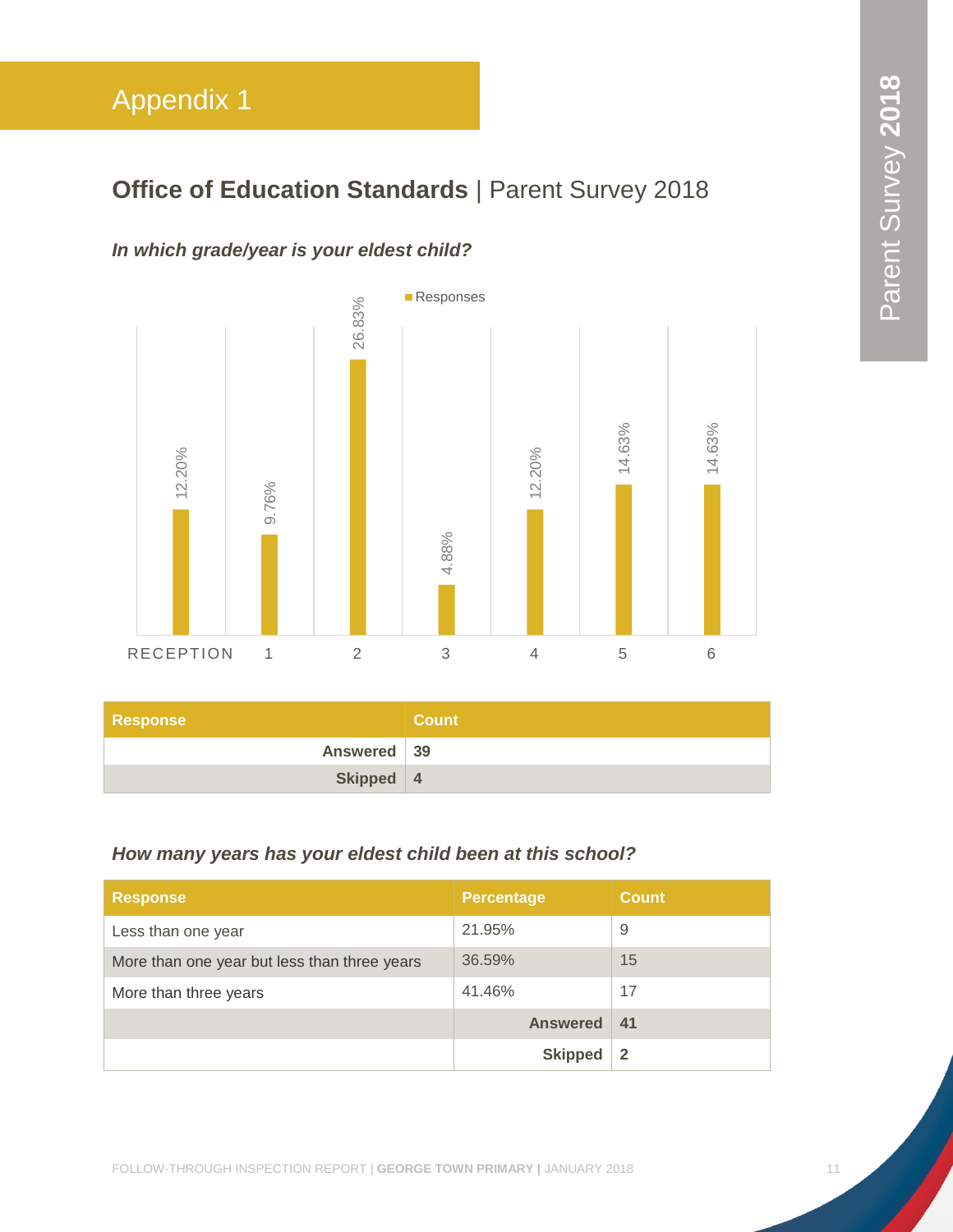## Appendix 1

### **Office of Education Standards** | Parent Survey 2018

***In which grade/year is your eldest child?***

| Grade/Year | Responses |
|---|---|
| RECEPTION | 12.20% |
| 1 | 9.76% |
| 2 | 26.83% |
| 3 | 4.88% |
| 4 | 12.20% |
| 5 | 14.63% |
| 6 | 14.63% |

| Response | Count |
|---|---|
| **Answered** | **39** |
| **Skipped** | **4** |

***How many years has your eldest child been at this school?***

| Response | Percentage | Count |
|---|---|---|
| Less than one year | 21.95% | 9 |
| More than one year but less than three years | 36.59% | 15 |
| More than three years | 41.46% | 17 |
| | **Answered** | **41** |
| | **Skipped** | **2** |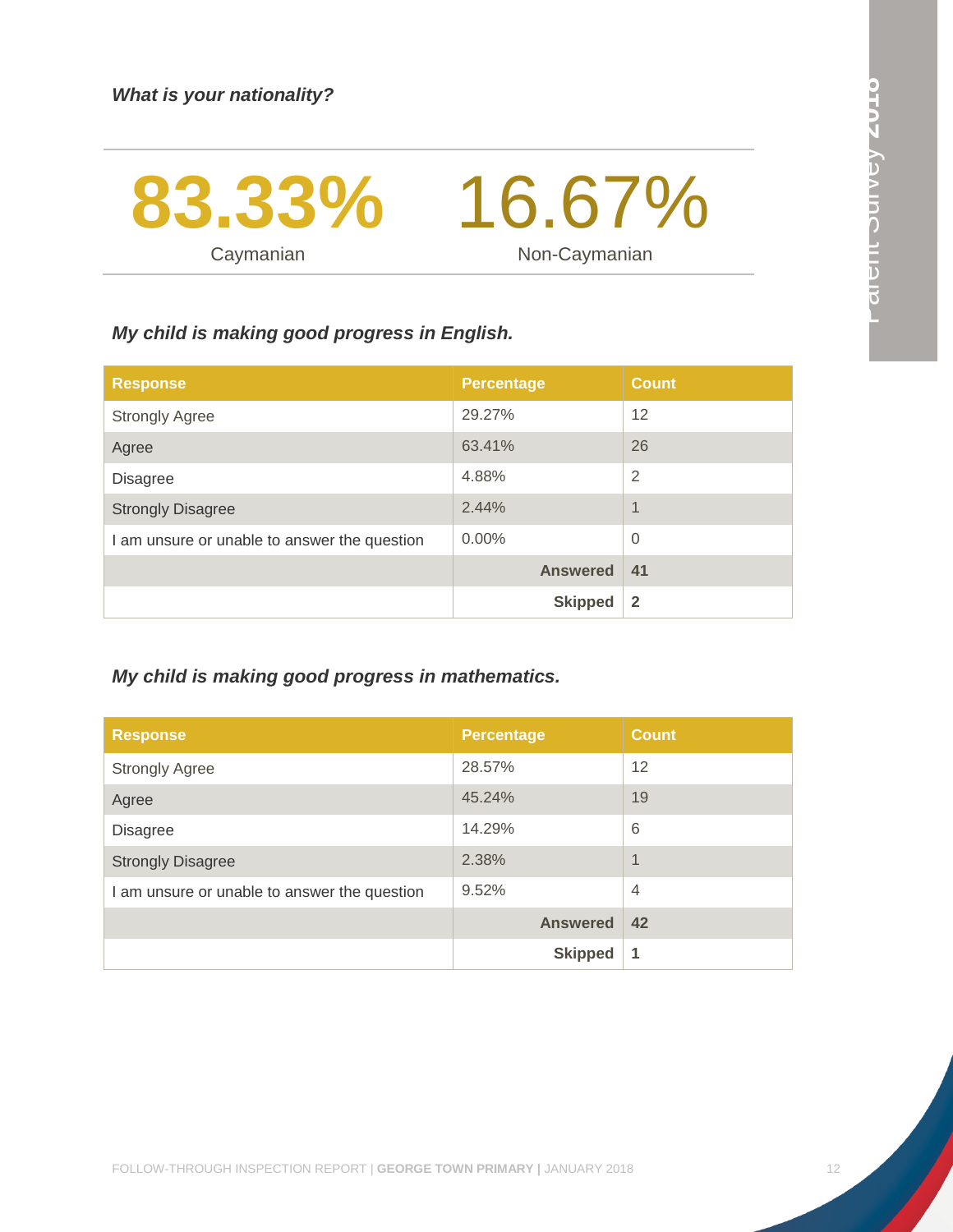***What is your nationality?***

| 83.33% | 16.67% |
|---|---|
| Caymanian | Non-Caymanian |

***My child is making good progress in English.***

| Response | Percentage | Count |
|---|---|---|
| Strongly Agree | 29.27% | 12 |
| Agree | 63.41% | 26 |
| Disagree | 4.88% | 2 |
| Strongly Disagree | 2.44% | 1 |
| I am unsure or unable to answer the question | 0.00% | 0 |
| | **Answered** | **41** |
| | **Skipped** | **2** |

***My child is making good progress in mathematics.***

| Response | Percentage | Count |
|---|---|---|
| Strongly Agree | 28.57% | 12 |
| Agree | 45.24% | 19 |
| Disagree | 14.29% | 6 |
| Strongly Disagree | 2.38% | 1 |
| I am unsure or unable to answer the question | 9.52% | 4 |
| | **Answered** | **42** |
| | **Skipped** | **1** |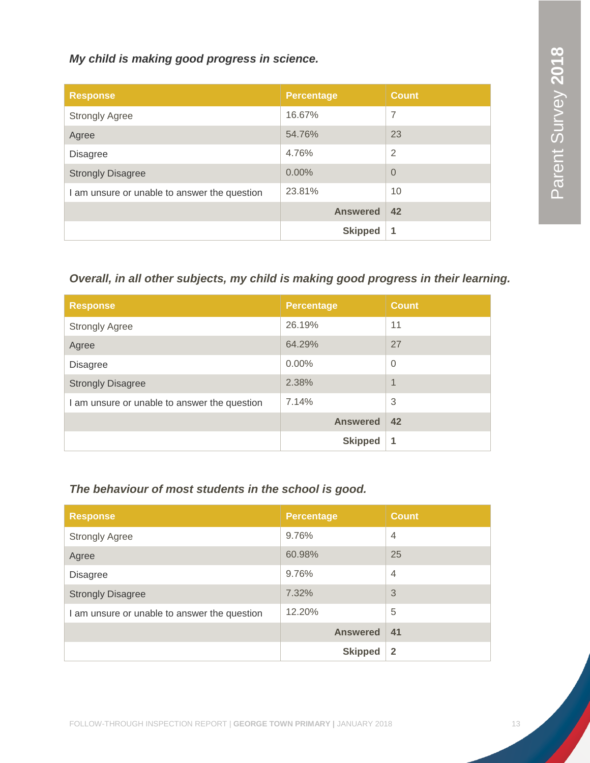*My child is making good progress in science.*

| Response | Percentage | Count |
|---|---|---|
| Strongly Agree | 16.67% | 7 |
| Agree | 54.76% | 23 |
| Disagree | 4.76% | 2 |
| Strongly Disagree | 0.00% | 0 |
| I am unsure or unable to answer the question | 23.81% | 10 |
| | **Answered** | **42** |
| | **Skipped** | **1** |

*Overall, in all other subjects, my child is making good progress in their learning.*

| Response | Percentage | Count |
|---|---|---|
| Strongly Agree | 26.19% | 11 |
| Agree | 64.29% | 27 |
| Disagree | 0.00% | 0 |
| Strongly Disagree | 2.38% | 1 |
| I am unsure or unable to answer the question | 7.14% | 3 |
| | **Answered** | **42** |
| | **Skipped** | **1** |

*The behaviour of most students in the school is good.*

| Response | Percentage | Count |
|---|---|---|
| Strongly Agree | 9.76% | 4 |
| Agree | 60.98% | 25 |
| Disagree | 9.76% | 4 |
| Strongly Disagree | 7.32% | 3 |
| I am unsure or unable to answer the question | 12.20% | 5 |
| | **Answered** | **41** |
| | **Skipped** | **2** |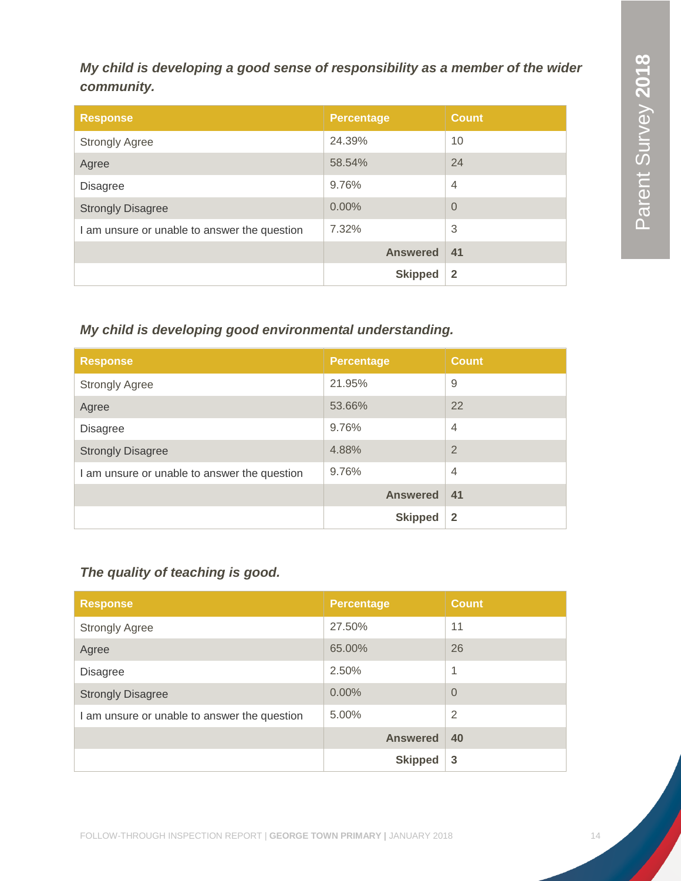***My child is developing a good sense of responsibility as a member of the wider community.***

| Response | Percentage | Count |
|---|---|---|
| Strongly Agree | 24.39% | 10 |
| Agree | 58.54% | 24 |
| Disagree | 9.76% | 4 |
| Strongly Disagree | 0.00% | 0 |
| I am unsure or unable to answer the question | 7.32% | 3 |
| | **Answered** | **41** |
| | **Skipped** | **2** |

***My child is developing good environmental understanding.***

| Response | Percentage | Count |
|---|---|---|
| Strongly Agree | 21.95% | 9 |
| Agree | 53.66% | 22 |
| Disagree | 9.76% | 4 |
| Strongly Disagree | 4.88% | 2 |
| I am unsure or unable to answer the question | 9.76% | 4 |
| | **Answered** | **41** |
| | **Skipped** | **2** |

***The quality of teaching is good.***

| Response | Percentage | Count |
|---|---|---|
| Strongly Agree | 27.50% | 11 |
| Agree | 65.00% | 26 |
| Disagree | 2.50% | 1 |
| Strongly Disagree | 0.00% | 0 |
| I am unsure or unable to answer the question | 5.00% | 2 |
| | **Answered** | **40** |
| | **Skipped** | **3** |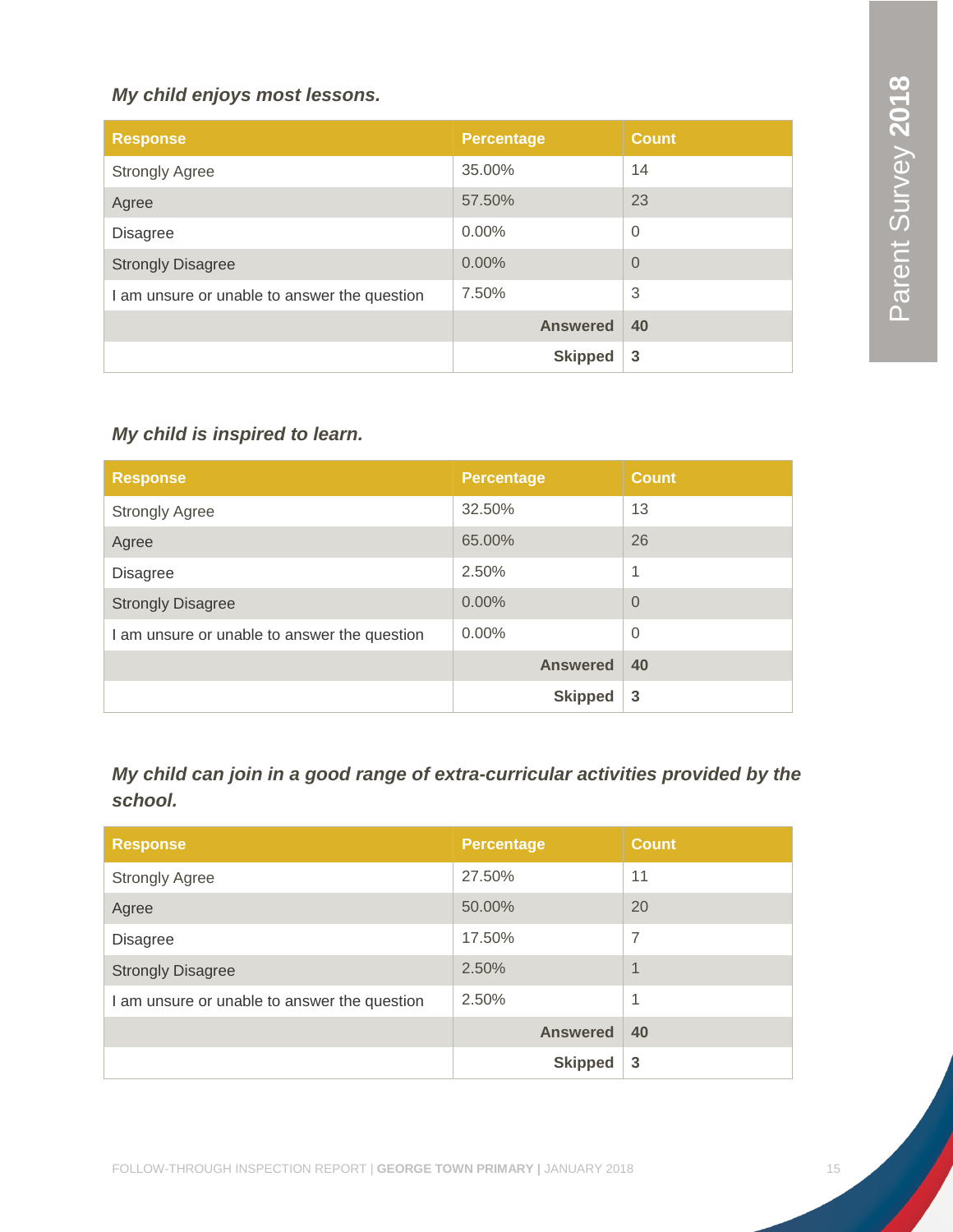*My child enjoys most lessons.*

| Response | Percentage | Count |
|---|---|---|
| Strongly Agree | 35.00% | 14 |
| Agree | 57.50% | 23 |
| Disagree | 0.00% | 0 |
| Strongly Disagree | 0.00% | 0 |
| I am unsure or unable to answer the question | 7.50% | 3 |
| | **Answered** | **40** |
| | **Skipped** | **3** |

*My child is inspired to learn.*

| Response | Percentage | Count |
|---|---|---|
| Strongly Agree | 32.50% | 13 |
| Agree | 65.00% | 26 |
| Disagree | 2.50% | 1 |
| Strongly Disagree | 0.00% | 0 |
| I am unsure or unable to answer the question | 0.00% | 0 |
| | **Answered** | **40** |
| | **Skipped** | **3** |

*My child can join in a good range of extra-curricular activities provided by the school.*

| Response | Percentage | Count |
|---|---|---|
| Strongly Agree | 27.50% | 11 |
| Agree | 50.00% | 20 |
| Disagree | 17.50% | 7 |
| Strongly Disagree | 2.50% | 1 |
| I am unsure or unable to answer the question | 2.50% | 1 |
| | **Answered** | **40** |
| | **Skipped** | **3** |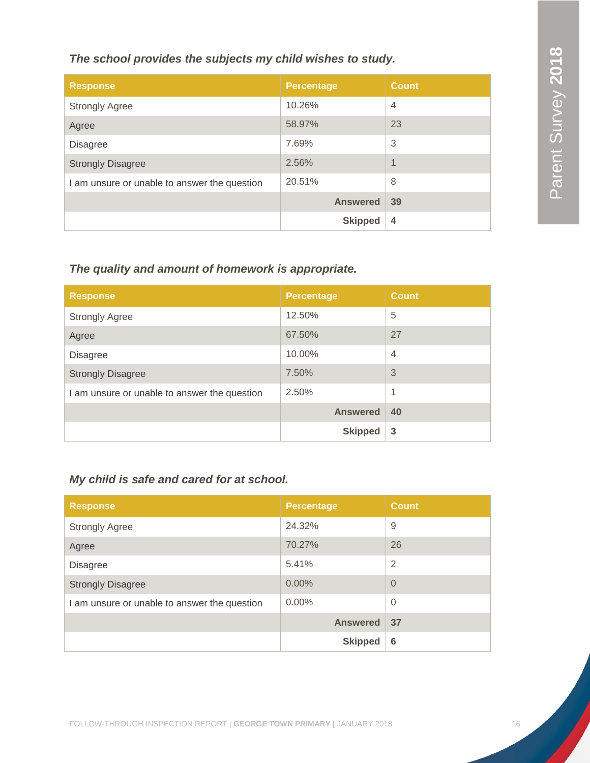*The school provides the subjects my child wishes to study.*

| Response | Percentage | Count |
|---|---|---|
| Strongly Agree | 10.26% | 4 |
| Agree | 58.97% | 23 |
| Disagree | 7.69% | 3 |
| Strongly Disagree | 2.56% | 1 |
| I am unsure or unable to answer the question | 20.51% | 8 |
| | **Answered** | **39** |
| | **Skipped** | **4** |

*The quality and amount of homework is appropriate.*

| Response | Percentage | Count |
|---|---|---|
| Strongly Agree | 12.50% | 5 |
| Agree | 67.50% | 27 |
| Disagree | 10.00% | 4 |
| Strongly Disagree | 7.50% | 3 |
| I am unsure or unable to answer the question | 2.50% | 1 |
| | **Answered** | **40** |
| | **Skipped** | **3** |

*My child is safe and cared for at school.*

| Response | Percentage | Count |
|---|---|---|
| Strongly Agree | 24.32% | 9 |
| Agree | 70.27% | 26 |
| Disagree | 5.41% | 2 |
| Strongly Disagree | 0.00% | 0 |
| I am unsure or unable to answer the question | 0.00% | 0 |
| | **Answered** | **37** |
| | **Skipped** | **6** |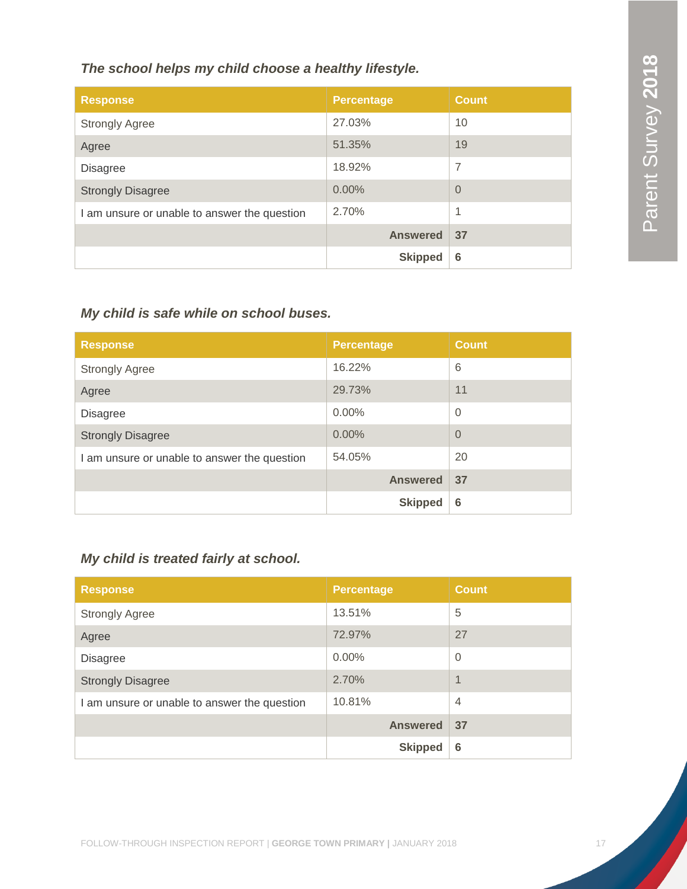*The school helps my child choose a healthy lifestyle.*

| Response | Percentage | Count |
|---|---|---|
| Strongly Agree | 27.03% | 10 |
| Agree | 51.35% | 19 |
| Disagree | 18.92% | 7 |
| Strongly Disagree | 0.00% | 0 |
| I am unsure or unable to answer the question | 2.70% | 1 |
| | **Answered** | **37** |
| | **Skipped** | **6** |

*My child is safe while on school buses.*

| Response | Percentage | Count |
|---|---|---|
| Strongly Agree | 16.22% | 6 |
| Agree | 29.73% | 11 |
| Disagree | 0.00% | 0 |
| Strongly Disagree | 0.00% | 0 |
| I am unsure or unable to answer the question | 54.05% | 20 |
| | **Answered** | **37** |
| | **Skipped** | **6** |

*My child is treated fairly at school.*

| Response | Percentage | Count |
|---|---|---|
| Strongly Agree | 13.51% | 5 |
| Agree | 72.97% | 27 |
| Disagree | 0.00% | 0 |
| Strongly Disagree | 2.70% | 1 |
| I am unsure or unable to answer the question | 10.81% | 4 |
| | **Answered** | **37** |
| | **Skipped** | **6** |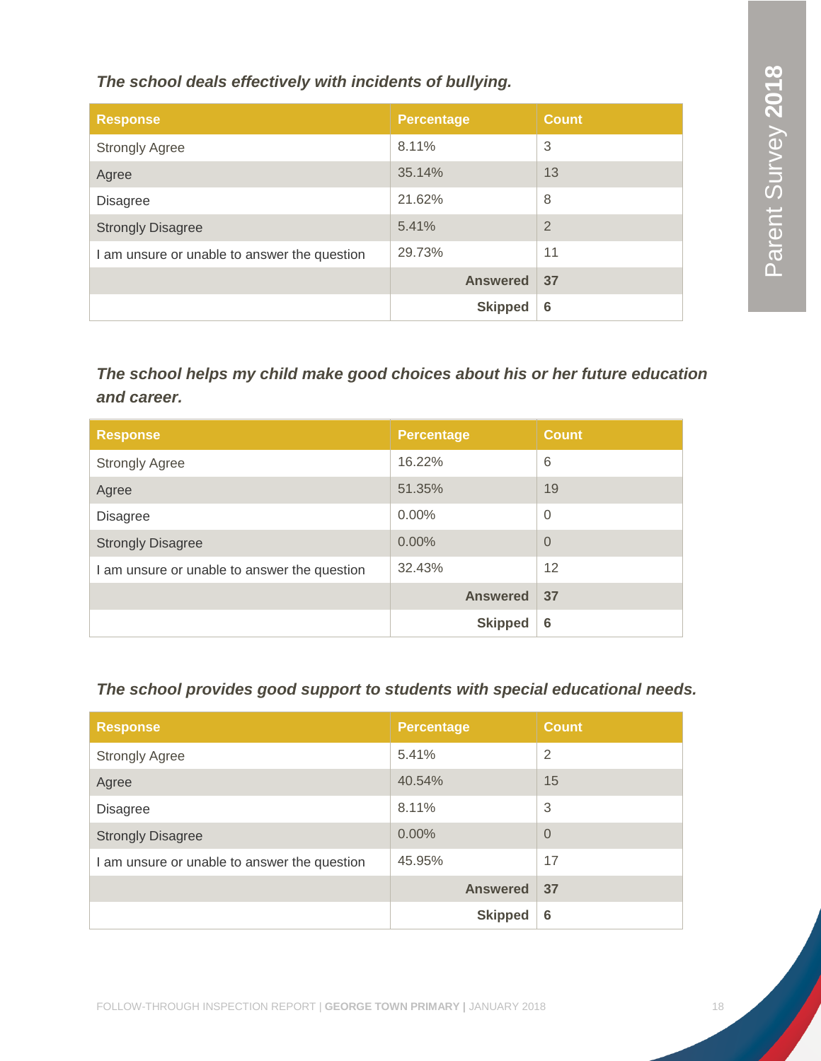*The school deals effectively with incidents of bullying.*

| Response | Percentage | Count |
|---|---|---|
| Strongly Agree | 8.11% | 3 |
| Agree | 35.14% | 13 |
| Disagree | 21.62% | 8 |
| Strongly Disagree | 5.41% | 2 |
| I am unsure or unable to answer the question | 29.73% | 11 |
| | **Answered** | **37** |
| | **Skipped** | **6** |

*The school helps my child make good choices about his or her future education and career.*

| Response | Percentage | Count |
|---|---|---|
| Strongly Agree | 16.22% | 6 |
| Agree | 51.35% | 19 |
| Disagree | 0.00% | 0 |
| Strongly Disagree | 0.00% | 0 |
| I am unsure or unable to answer the question | 32.43% | 12 |
| | **Answered** | **37** |
| | **Skipped** | **6** |

*The school provides good support to students with special educational needs.*

| Response | Percentage | Count |
|---|---|---|
| Strongly Agree | 5.41% | 2 |
| Agree | 40.54% | 15 |
| Disagree | 8.11% | 3 |
| Strongly Disagree | 0.00% | 0 |
| I am unsure or unable to answer the question | 45.95% | 17 |
| | **Answered** | **37** |
| | **Skipped** | **6** |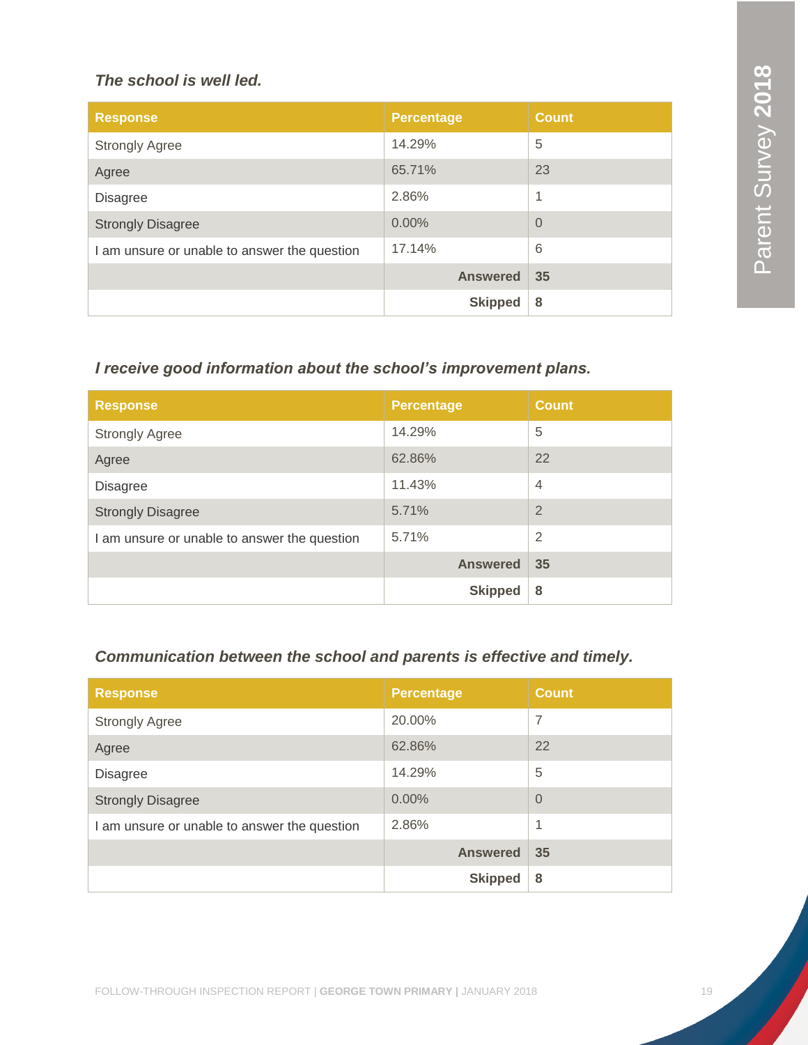*The school is well led.*

| Response | Percentage | Count |
|---|---|---|
| Strongly Agree | 14.29% | 5 |
| Agree | 65.71% | 23 |
| Disagree | 2.86% | 1 |
| Strongly Disagree | 0.00% | 0 |
| I am unsure or unable to answer the question | 17.14% | 6 |
| | **Answered** | **35** |
| | **Skipped** | **8** |

*I receive good information about the school's improvement plans.*

| Response | Percentage | Count |
|---|---|---|
| Strongly Agree | 14.29% | 5 |
| Agree | 62.86% | 22 |
| Disagree | 11.43% | 4 |
| Strongly Disagree | 5.71% | 2 |
| I am unsure or unable to answer the question | 5.71% | 2 |
| | **Answered** | **35** |
| | **Skipped** | **8** |

*Communication between the school and parents is effective and timely.*

| Response | Percentage | Count |
|---|---|---|
| Strongly Agree | 20.00% | 7 |
| Agree | 62.86% | 22 |
| Disagree | 14.29% | 5 |
| Strongly Disagree | 0.00% | 0 |
| I am unsure or unable to answer the question | 2.86% | 1 |
| | **Answered** | **35** |
| | **Skipped** | **8** |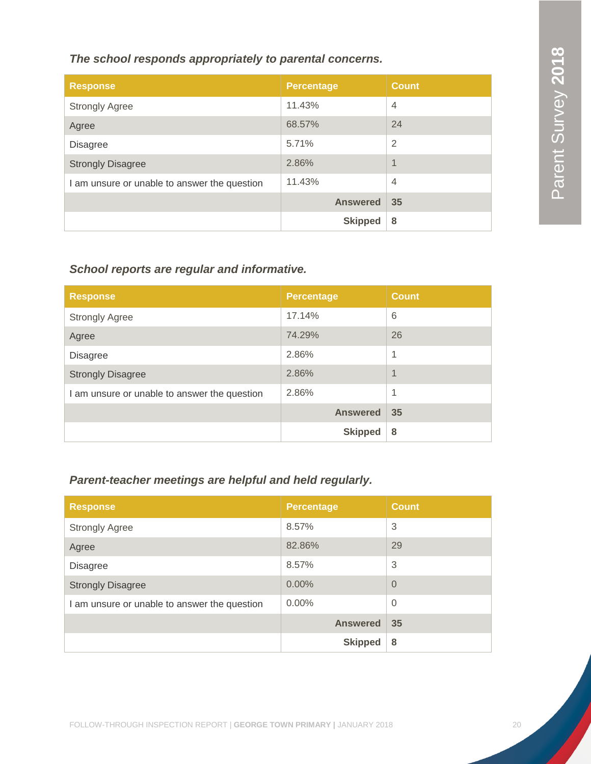*The school responds appropriately to parental concerns.*

| Response | Percentage | Count |
|---|---|---|
| Strongly Agree | 11.43% | 4 |
| Agree | 68.57% | 24 |
| Disagree | 5.71% | 2 |
| Strongly Disagree | 2.86% | 1 |
| I am unsure or unable to answer the question | 11.43% | 4 |
| | **Answered** | **35** |
| | **Skipped** | **8** |

*School reports are regular and informative.*

| Response | Percentage | Count |
|---|---|---|
| Strongly Agree | 17.14% | 6 |
| Agree | 74.29% | 26 |
| Disagree | 2.86% | 1 |
| Strongly Disagree | 2.86% | 1 |
| I am unsure or unable to answer the question | 2.86% | 1 |
| | **Answered** | **35** |
| | **Skipped** | **8** |

*Parent-teacher meetings are helpful and held regularly.*

| Response | Percentage | Count |
|---|---|---|
| Strongly Agree | 8.57% | 3 |
| Agree | 82.86% | 29 |
| Disagree | 8.57% | 3 |
| Strongly Disagree | 0.00% | 0 |
| I am unsure or unable to answer the question | 0.00% | 0 |
| | **Answered** | **35** |
| | **Skipped** | **8** |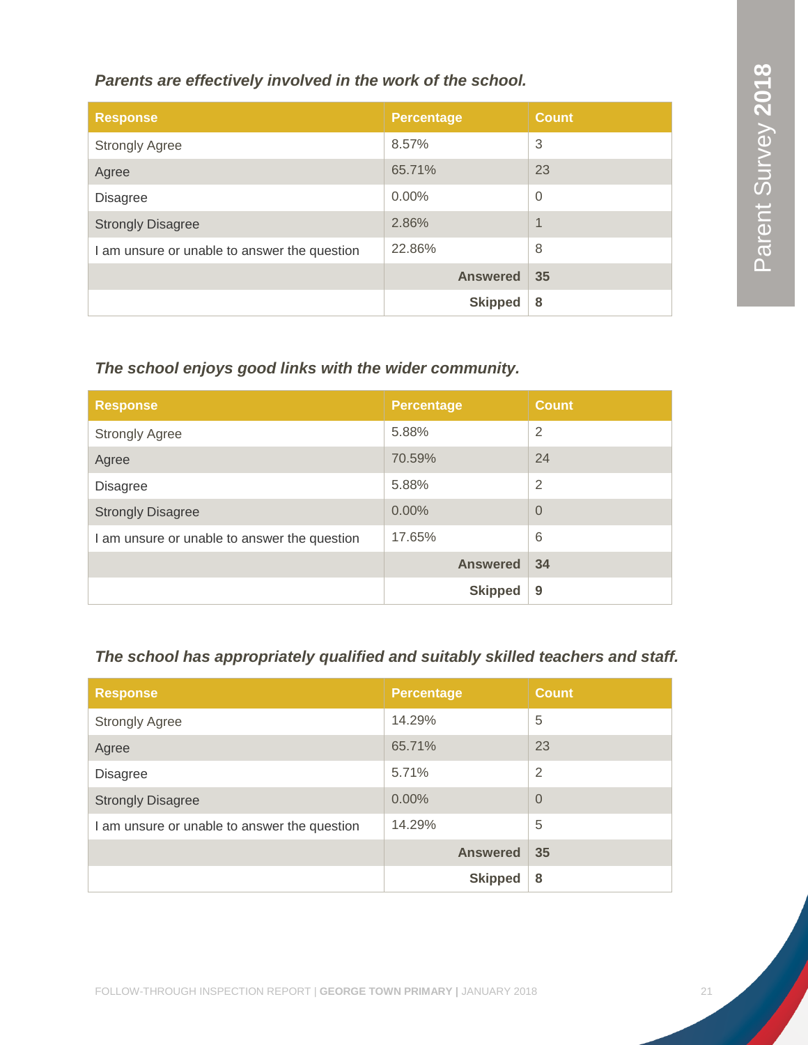*Parents are effectively involved in the work of the school.*

| Response | Percentage | Count |
|---|---|---|
| Strongly Agree | 8.57% | 3 |
| Agree | 65.71% | 23 |
| Disagree | 0.00% | 0 |
| Strongly Disagree | 2.86% | 1 |
| I am unsure or unable to answer the question | 22.86% | 8 |
| | **Answered** | **35** |
| | **Skipped** | **8** |

*The school enjoys good links with the wider community.*

| Response | Percentage | Count |
|---|---|---|
| Strongly Agree | 5.88% | 2 |
| Agree | 70.59% | 24 |
| Disagree | 5.88% | 2 |
| Strongly Disagree | 0.00% | 0 |
| I am unsure or unable to answer the question | 17.65% | 6 |
| | **Answered** | **34** |
| | **Skipped** | **9** |

*The school has appropriately qualified and suitably skilled teachers and staff.*

| Response | Percentage | Count |
|---|---|---|
| Strongly Agree | 14.29% | 5 |
| Agree | 65.71% | 23 |
| Disagree | 5.71% | 2 |
| Strongly Disagree | 0.00% | 0 |
| I am unsure or unable to answer the question | 14.29% | 5 |
| | **Answered** | **35** |
| | **Skipped** | **8** |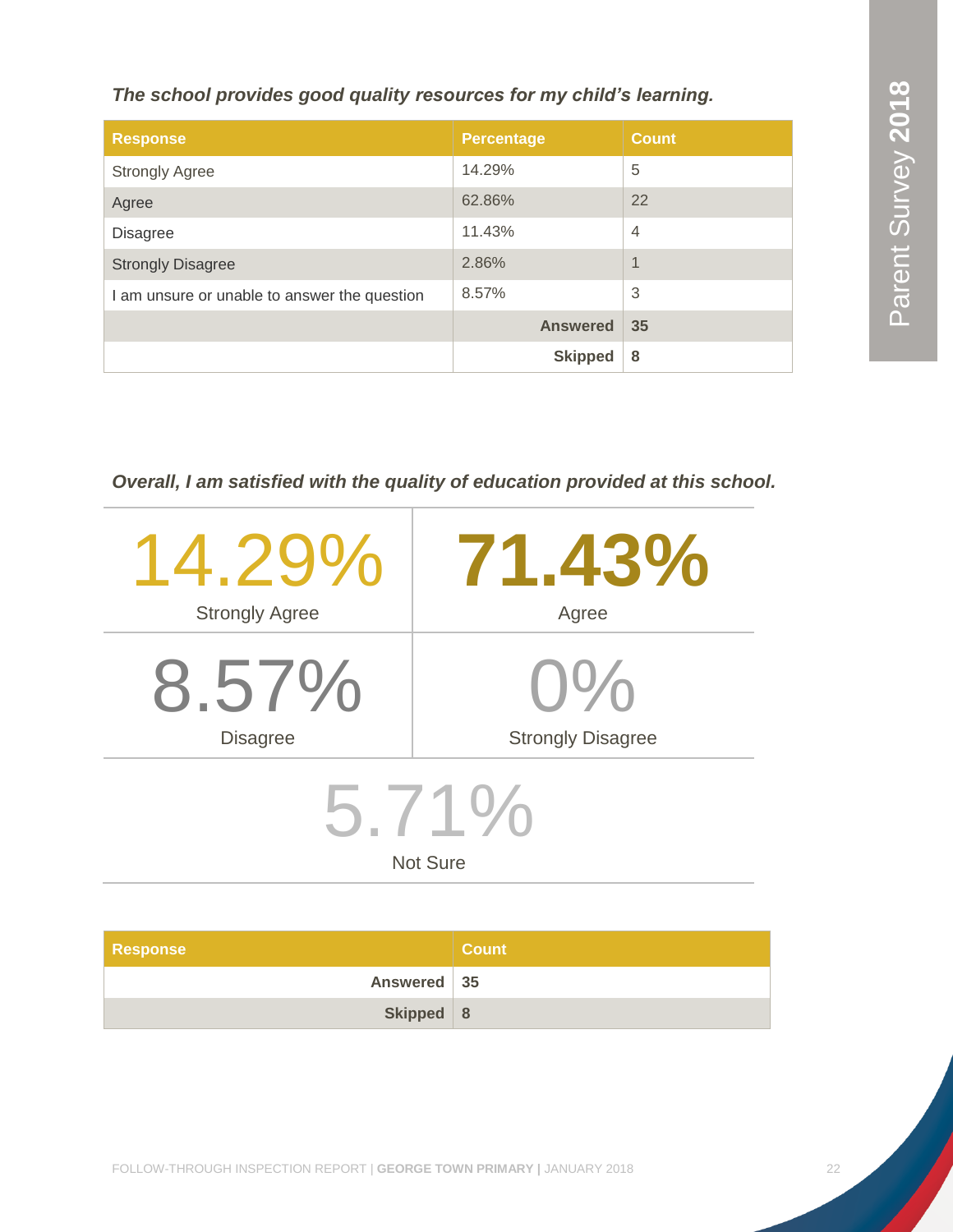***The school provides good quality resources for my child's learning.***

| Response | Percentage | Count |
|---|---|---|
| Strongly Agree | 14.29% | 5 |
| Agree | 62.86% | 22 |
| Disagree | 11.43% | 4 |
| Strongly Disagree | 2.86% | 1 |
| I am unsure or unable to answer the question | 8.57% | 3 |
| | **Answered** | **35** |
| | **Skipped** | **8** |

***Overall, I am satisfied with the quality of education provided at this school.***

14.29%
Strongly Agree

**71.43%**
Agree

8.57%
Disagree

0%
Strongly Disagree

5.71%
Not Sure

| Response | Count |
|---|---|
| **Answered** | **35** |
| **Skipped** | **8** |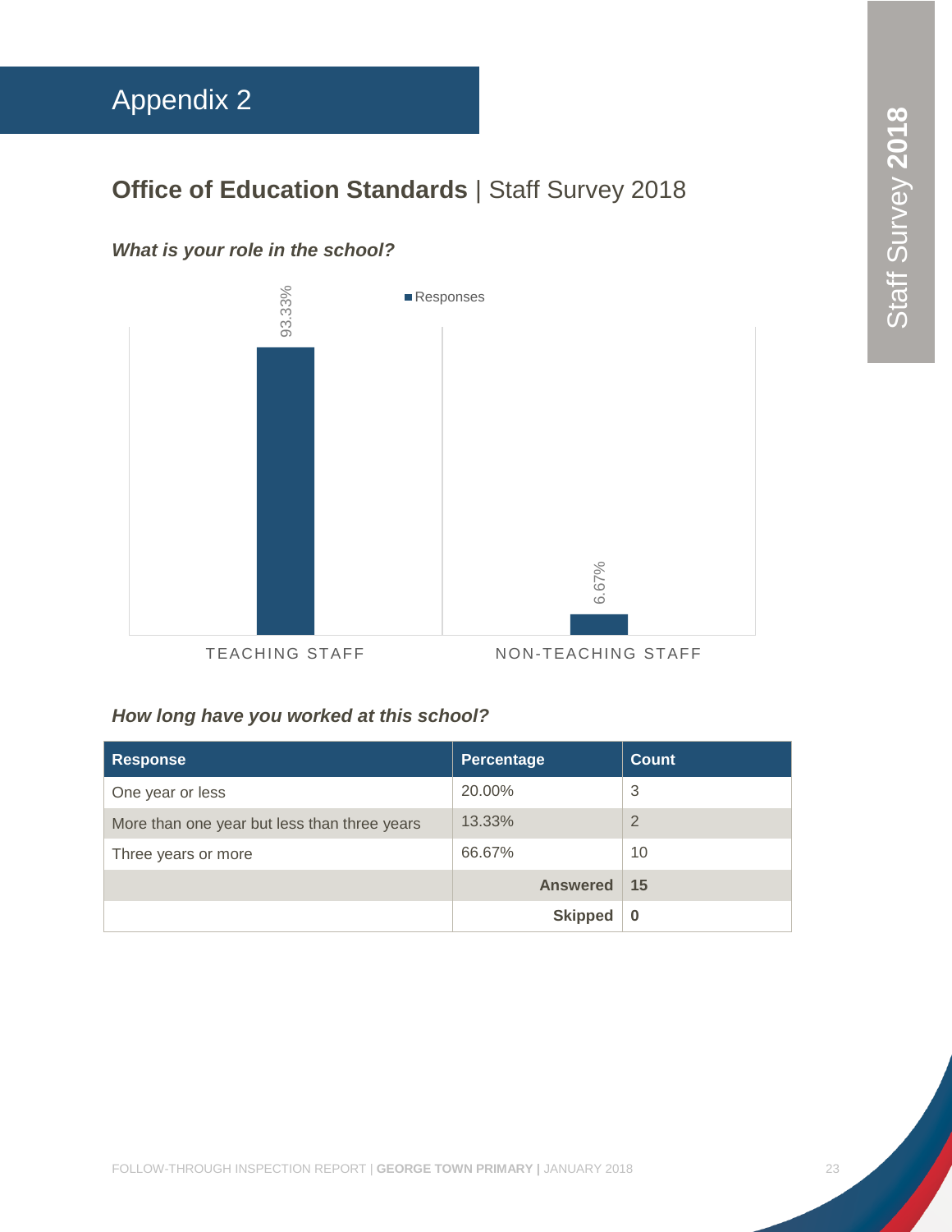# Appendix 2

## **Office of Education Standards** | Staff Survey 2018

***What is your role in the school?***

| Response | Responses |
|---|---|
| TEACHING STAFF | 93.33% |
| NON-TEACHING STAFF | 6.67% |

***How long have you worked at this school?***

| Response | Percentage | Count |
|---|---|---|
| One year or less | 20.00% | 3 |
| More than one year but less than three years | 13.33% | 2 |
| Three years or more | 66.67% | 10 |
| | **Answered** | **15** |
| | **Skipped** | **0** |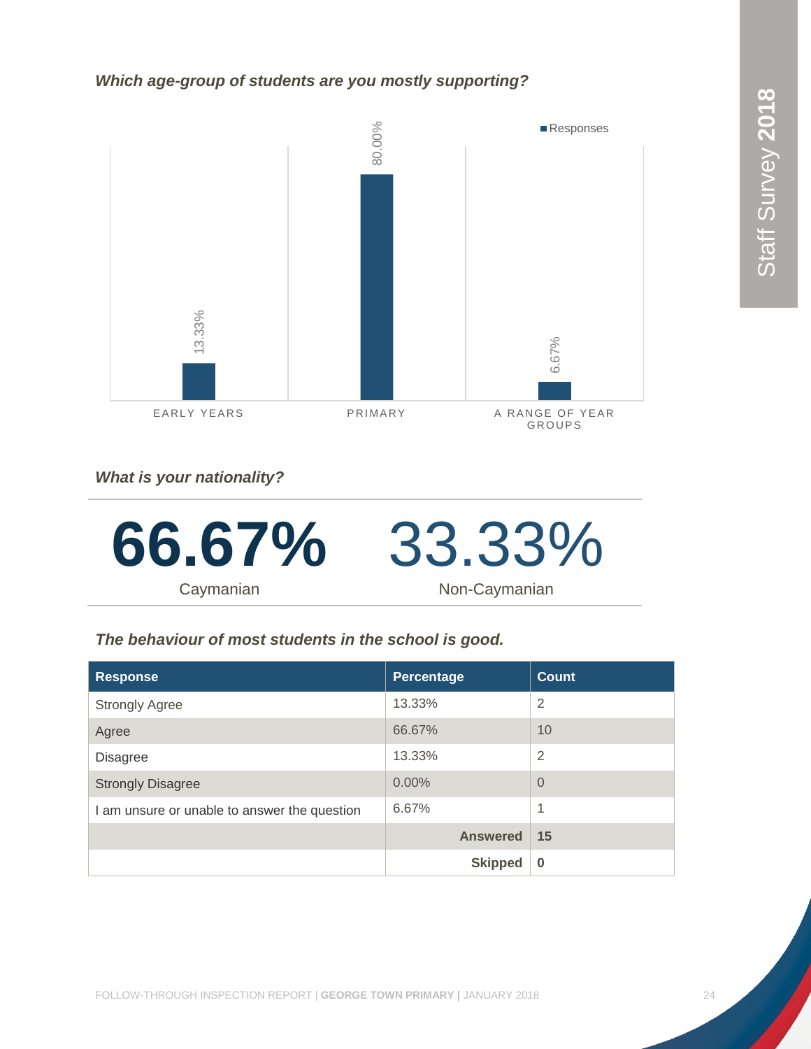### *Which age-group of students are you mostly supporting?*

| Age group | Responses |
|---|---|
| Early Years | 13.33% |
| Primary | 80.00% |
| A range of year groups | 6.67% |

### *What is your nationality?*

**66.67%**
Caymanian

33.33%
Non-Caymanian

### *The behaviour of most students in the school is good.*

| Response | Percentage | Count |
|---|---|---|
| Strongly Agree | 13.33% | 2 |
| Agree | 66.67% | 10 |
| Disagree | 13.33% | 2 |
| Strongly Disagree | 0.00% | 0 |
| I am unsure or unable to answer the question | 6.67% | 1 |
| | **Answered** | **15** |
| | **Skipped** | **0** |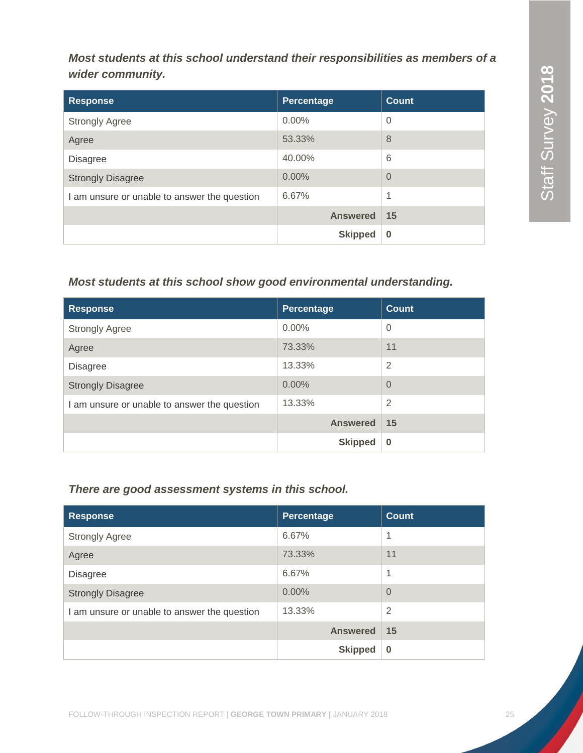***Most students at this school understand their responsibilities as members of a wider community.***

| Response | Percentage | Count |
|---|---|---|
| Strongly Agree | 0.00% | 0 |
| Agree | 53.33% | 8 |
| Disagree | 40.00% | 6 |
| Strongly Disagree | 0.00% | 0 |
| I am unsure or unable to answer the question | 6.67% | 1 |
| | **Answered** | **15** |
| | **Skipped** | **0** |

***Most students at this school show good environmental understanding.***

| Response | Percentage | Count |
|---|---|---|
| Strongly Agree | 0.00% | 0 |
| Agree | 73.33% | 11 |
| Disagree | 13.33% | 2 |
| Strongly Disagree | 0.00% | 0 |
| I am unsure or unable to answer the question | 13.33% | 2 |
| | **Answered** | **15** |
| | **Skipped** | **0** |

***There are good assessment systems in this school.***

| Response | Percentage | Count |
|---|---|---|
| Strongly Agree | 6.67% | 1 |
| Agree | 73.33% | 11 |
| Disagree | 6.67% | 1 |
| Strongly Disagree | 0.00% | 0 |
| I am unsure or unable to answer the question | 13.33% | 2 |
| | **Answered** | **15** |
| | **Skipped** | **0** |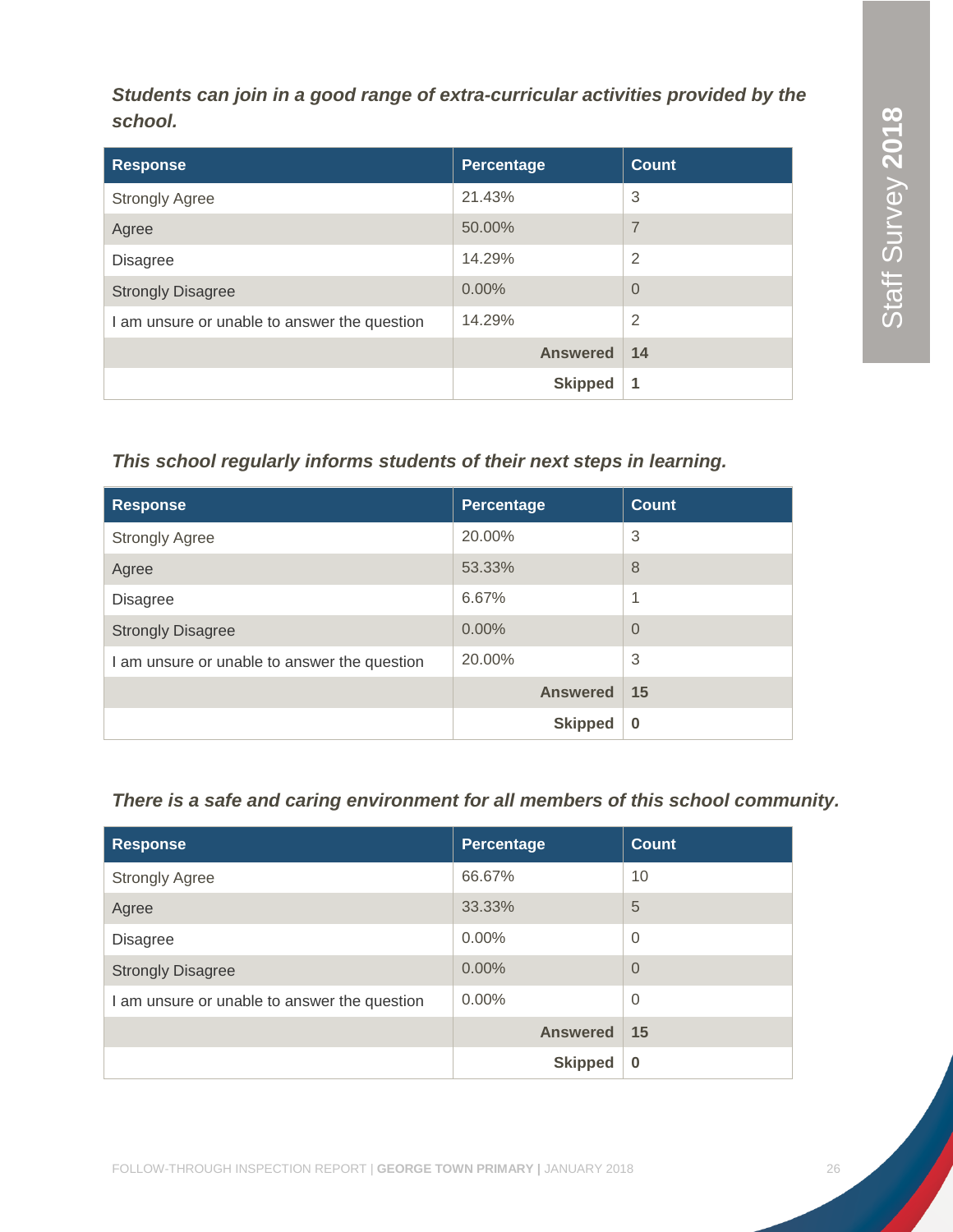***Students can join in a good range of extra-curricular activities provided by the school.***

| Response | Percentage | Count |
|---|---|---|
| Strongly Agree | 21.43% | 3 |
| Agree | 50.00% | 7 |
| Disagree | 14.29% | 2 |
| Strongly Disagree | 0.00% | 0 |
| I am unsure or unable to answer the question | 14.29% | 2 |
| | **Answered** | **14** |
| | **Skipped** | **1** |

***This school regularly informs students of their next steps in learning.***

| Response | Percentage | Count |
|---|---|---|
| Strongly Agree | 20.00% | 3 |
| Agree | 53.33% | 8 |
| Disagree | 6.67% | 1 |
| Strongly Disagree | 0.00% | 0 |
| I am unsure or unable to answer the question | 20.00% | 3 |
| | **Answered** | **15** |
| | **Skipped** | **0** |

***There is a safe and caring environment for all members of this school community.***

| Response | Percentage | Count |
|---|---|---|
| Strongly Agree | 66.67% | 10 |
| Agree | 33.33% | 5 |
| Disagree | 0.00% | 0 |
| Strongly Disagree | 0.00% | 0 |
| I am unsure or unable to answer the question | 0.00% | 0 |
| | **Answered** | **15** |
| | **Skipped** | **0** |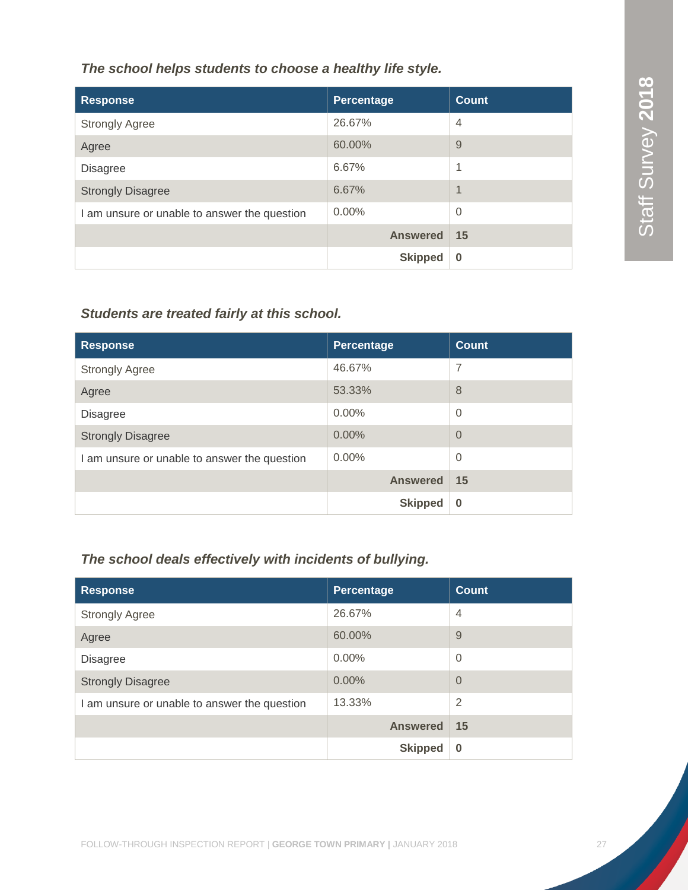*The school helps students to choose a healthy life style.*

| Response | Percentage | Count |
|---|---|---|
| Strongly Agree | 26.67% | 4 |
| Agree | 60.00% | 9 |
| Disagree | 6.67% | 1 |
| Strongly Disagree | 6.67% | 1 |
| I am unsure or unable to answer the question | 0.00% | 0 |
| | **Answered** | **15** |
| | **Skipped** | **0** |

*Students are treated fairly at this school.*

| Response | Percentage | Count |
|---|---|---|
| Strongly Agree | 46.67% | 7 |
| Agree | 53.33% | 8 |
| Disagree | 0.00% | 0 |
| Strongly Disagree | 0.00% | 0 |
| I am unsure or unable to answer the question | 0.00% | 0 |
| | **Answered** | **15** |
| | **Skipped** | **0** |

*The school deals effectively with incidents of bullying.*

| Response | Percentage | Count |
|---|---|---|
| Strongly Agree | 26.67% | 4 |
| Agree | 60.00% | 9 |
| Disagree | 0.00% | 0 |
| Strongly Disagree | 0.00% | 0 |
| I am unsure or unable to answer the question | 13.33% | 2 |
| | **Answered** | **15** |
| | **Skipped** | **0** |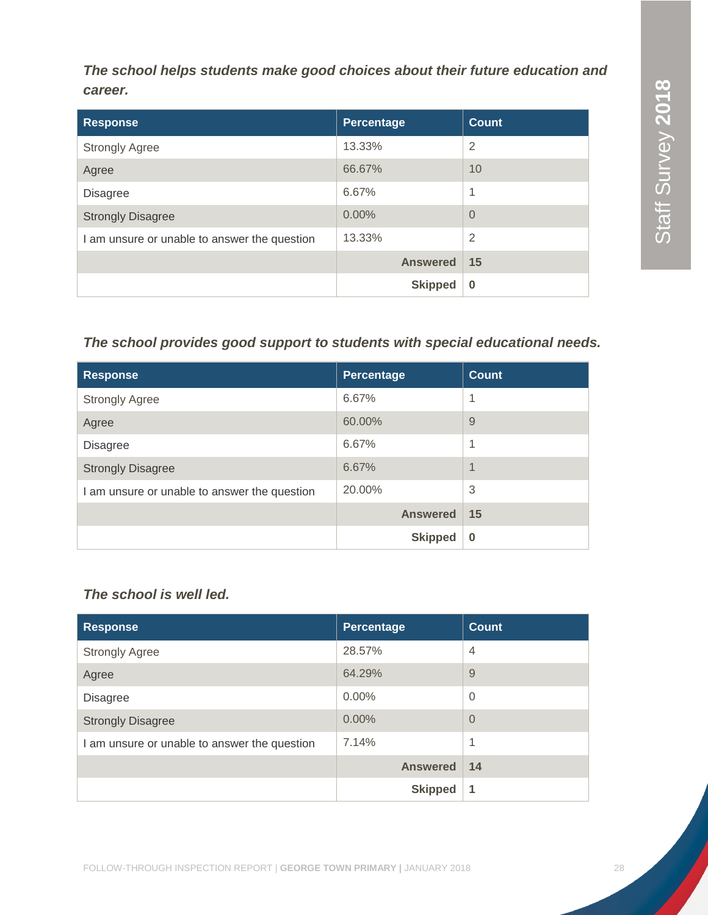***The school helps students make good choices about their future education and career.***

| Response | Percentage | Count |
|---|---|---|
| Strongly Agree | 13.33% | 2 |
| Agree | 66.67% | 10 |
| Disagree | 6.67% | 1 |
| Strongly Disagree | 0.00% | 0 |
| I am unsure or unable to answer the question | 13.33% | 2 |
| | **Answered** | **15** |
| | **Skipped** | **0** |

***The school provides good support to students with special educational needs.***

| Response | Percentage | Count |
|---|---|---|
| Strongly Agree | 6.67% | 1 |
| Agree | 60.00% | 9 |
| Disagree | 6.67% | 1 |
| Strongly Disagree | 6.67% | 1 |
| I am unsure or unable to answer the question | 20.00% | 3 |
| | **Answered** | **15** |
| | **Skipped** | **0** |

***The school is well led.***

| Response | Percentage | Count |
|---|---|---|
| Strongly Agree | 28.57% | 4 |
| Agree | 64.29% | 9 |
| Disagree | 0.00% | 0 |
| Strongly Disagree | 0.00% | 0 |
| I am unsure or unable to answer the question | 7.14% | 1 |
| | **Answered** | **14** |
| | **Skipped** | **1** |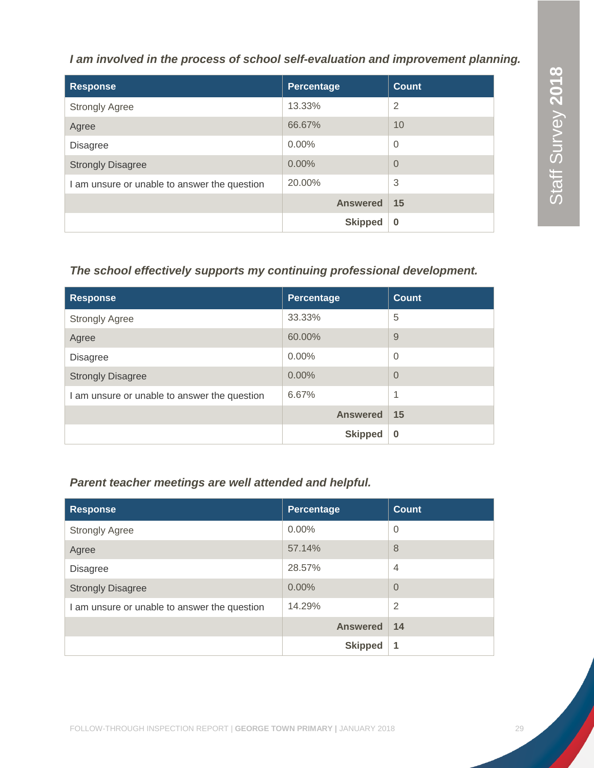*I am involved in the process of school self-evaluation and improvement planning.*

| Response | Percentage | Count |
|---|---|---|
| Strongly Agree | 13.33% | 2 |
| Agree | 66.67% | 10 |
| Disagree | 0.00% | 0 |
| Strongly Disagree | 0.00% | 0 |
| I am unsure or unable to answer the question | 20.00% | 3 |
| | **Answered** | **15** |
| | **Skipped** | **0** |

*The school effectively supports my continuing professional development.*

| Response | Percentage | Count |
|---|---|---|
| Strongly Agree | 33.33% | 5 |
| Agree | 60.00% | 9 |
| Disagree | 0.00% | 0 |
| Strongly Disagree | 0.00% | 0 |
| I am unsure or unable to answer the question | 6.67% | 1 |
| | **Answered** | **15** |
| | **Skipped** | **0** |

*Parent teacher meetings are well attended and helpful.*

| Response | Percentage | Count |
|---|---|---|
| Strongly Agree | 0.00% | 0 |
| Agree | 57.14% | 8 |
| Disagree | 28.57% | 4 |
| Strongly Disagree | 0.00% | 0 |
| I am unsure or unable to answer the question | 14.29% | 2 |
| | **Answered** | **14** |
| | **Skipped** | **1** |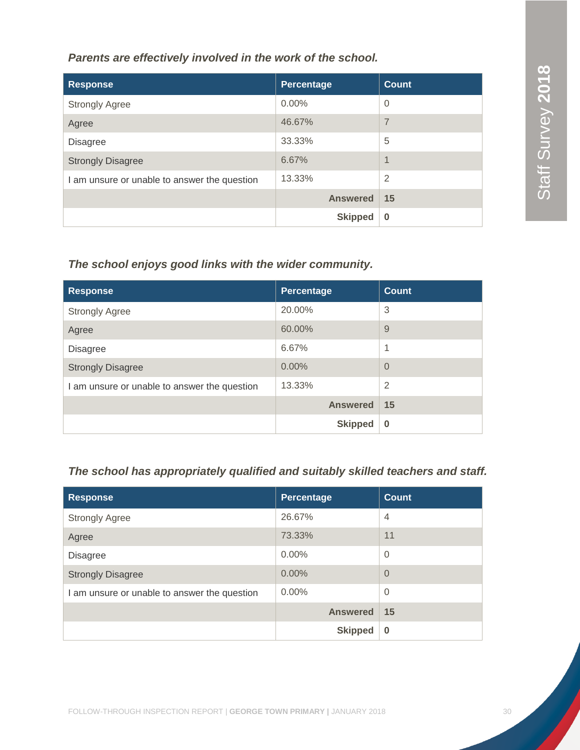*Parents are effectively involved in the work of the school.*

| Response | Percentage | Count |
|---|---|---|
| Strongly Agree | 0.00% | 0 |
| Agree | 46.67% | 7 |
| Disagree | 33.33% | 5 |
| Strongly Disagree | 6.67% | 1 |
| I am unsure or unable to answer the question | 13.33% | 2 |
| | **Answered** | **15** |
| | **Skipped** | **0** |

*The school enjoys good links with the wider community.*

| Response | Percentage | Count |
|---|---|---|
| Strongly Agree | 20.00% | 3 |
| Agree | 60.00% | 9 |
| Disagree | 6.67% | 1 |
| Strongly Disagree | 0.00% | 0 |
| I am unsure or unable to answer the question | 13.33% | 2 |
| | **Answered** | **15** |
| | **Skipped** | **0** |

*The school has appropriately qualified and suitably skilled teachers and staff.*

| Response | Percentage | Count |
|---|---|---|
| Strongly Agree | 26.67% | 4 |
| Agree | 73.33% | 11 |
| Disagree | 0.00% | 0 |
| Strongly Disagree | 0.00% | 0 |
| I am unsure or unable to answer the question | 0.00% | 0 |
| | **Answered** | **15** |
| | **Skipped** | **0** |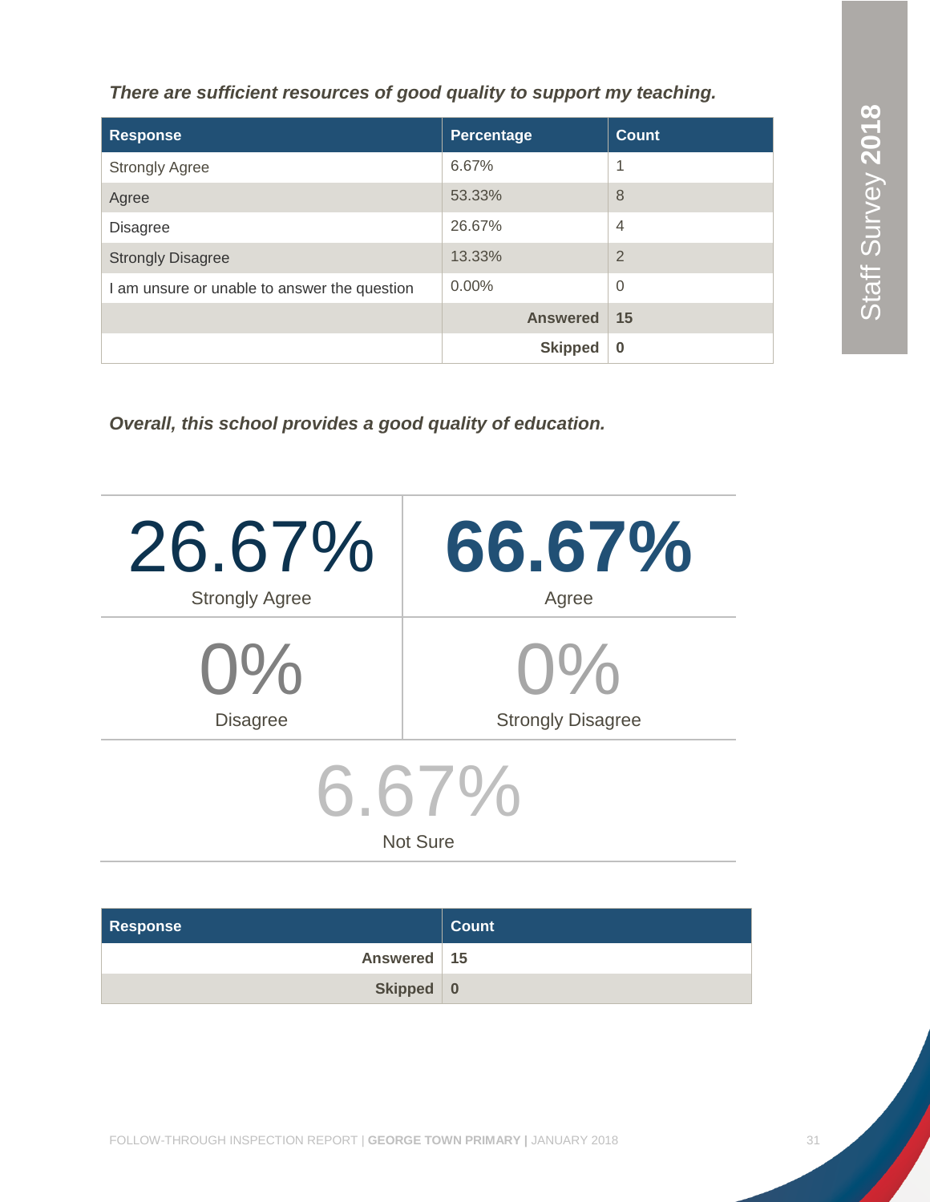*There are sufficient resources of good quality to support my teaching.*

| Response | Percentage | Count |
|---|---|---|
| Strongly Agree | 6.67% | 1 |
| Agree | 53.33% | 8 |
| Disagree | 26.67% | 4 |
| Strongly Disagree | 13.33% | 2 |
| I am unsure or unable to answer the question | 0.00% | 0 |
| | **Answered** | **15** |
| | **Skipped** | **0** |

*Overall, this school provides a good quality of education.*

| | |
|---|---|
| 26.67% Strongly Agree | 66.67% Agree |
| 0% Disagree | 0% Strongly Disagree |
| 6.67% Not Sure | |

| Response | Count |
|---|---|
| **Answered** | **15** |
| **Skipped** | **0** |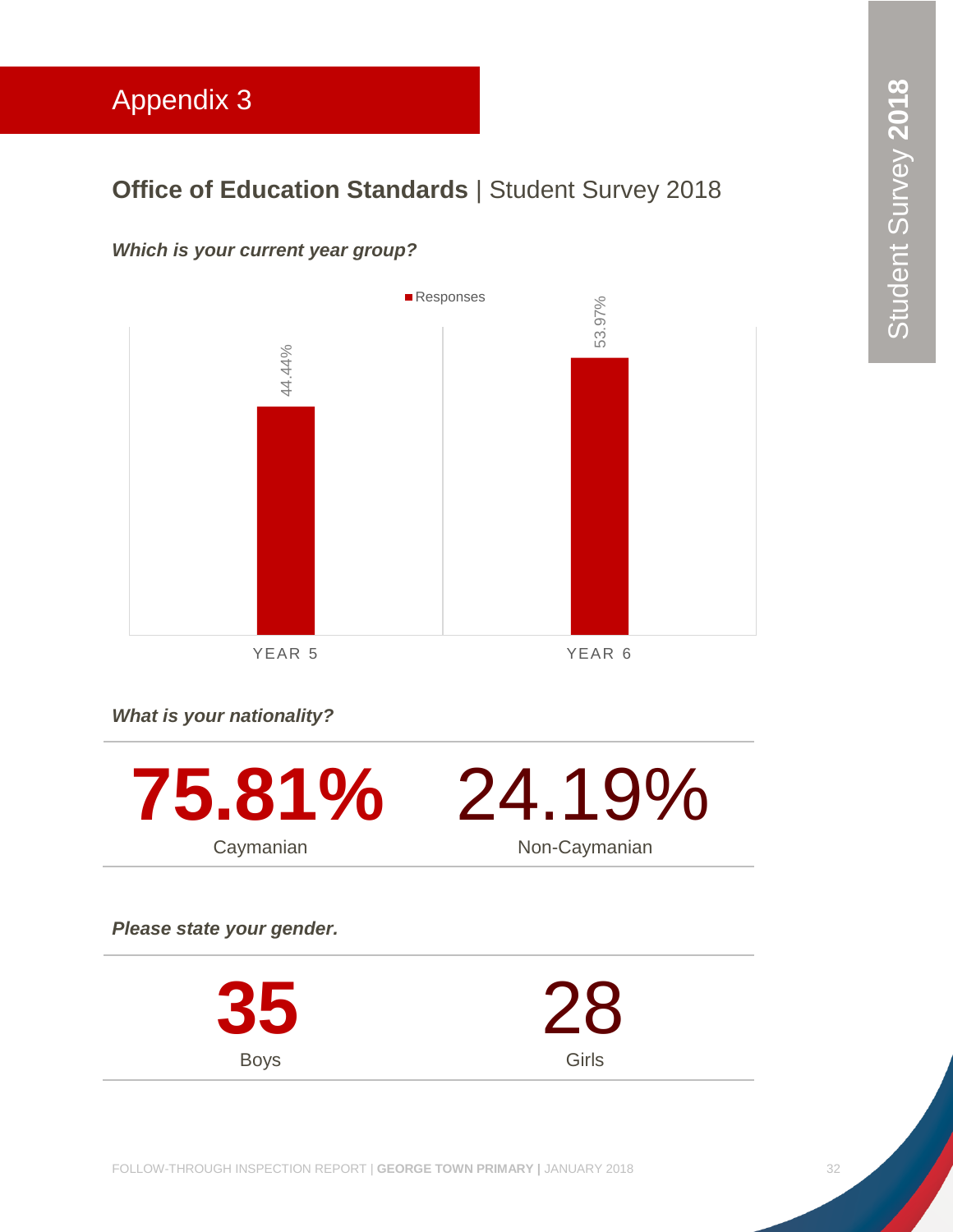# Appendix 3

## **Office of Education Standards** | Student Survey 2018

***Which is your current year group?***

Responses

| | Responses |
|---|---|
| YEAR 5 | 44.44% |
| YEAR 6 | 53.97% |

***What is your nationality?***

| Caymanian | Non-Caymanian |
|---|---|
| **75.81%** | 24.19% |

***Please state your gender.***

| Boys | Girls |
|---|---|
| **35** | 28 |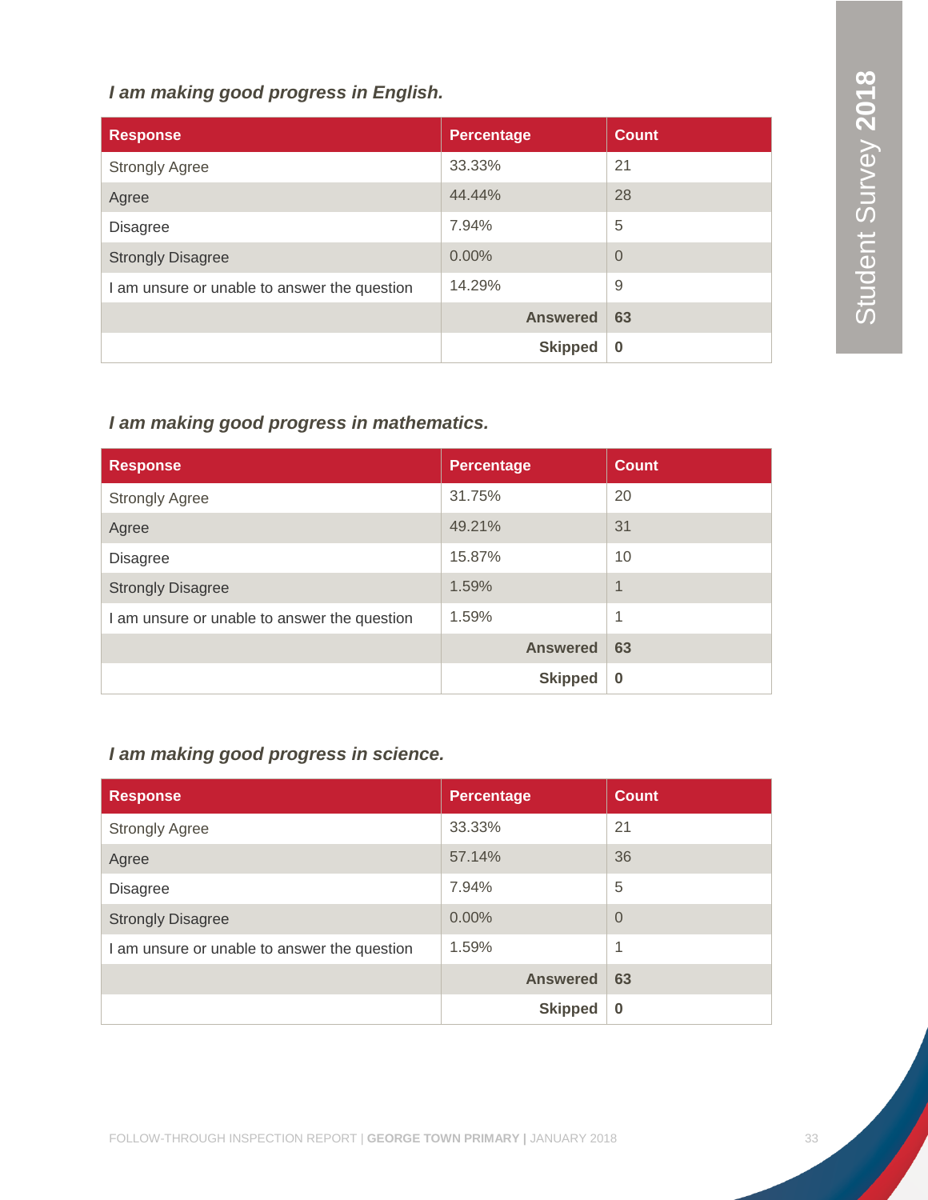*I am making good progress in English.*

| Response | Percentage | Count |
|---|---|---|
| Strongly Agree | 33.33% | 21 |
| Agree | 44.44% | 28 |
| Disagree | 7.94% | 5 |
| Strongly Disagree | 0.00% | 0 |
| I am unsure or unable to answer the question | 14.29% | 9 |
| | **Answered** | **63** |
| | **Skipped** | **0** |

*I am making good progress in mathematics.*

| Response | Percentage | Count |
|---|---|---|
| Strongly Agree | 31.75% | 20 |
| Agree | 49.21% | 31 |
| Disagree | 15.87% | 10 |
| Strongly Disagree | 1.59% | 1 |
| I am unsure or unable to answer the question | 1.59% | 1 |
| | **Answered** | **63** |
| | **Skipped** | **0** |

*I am making good progress in science.*

| Response | Percentage | Count |
|---|---|---|
| Strongly Agree | 33.33% | 21 |
| Agree | 57.14% | 36 |
| Disagree | 7.94% | 5 |
| Strongly Disagree | 0.00% | 0 |
| I am unsure or unable to answer the question | 1.59% | 1 |
| | **Answered** | **63** |
| | **Skipped** | **0** |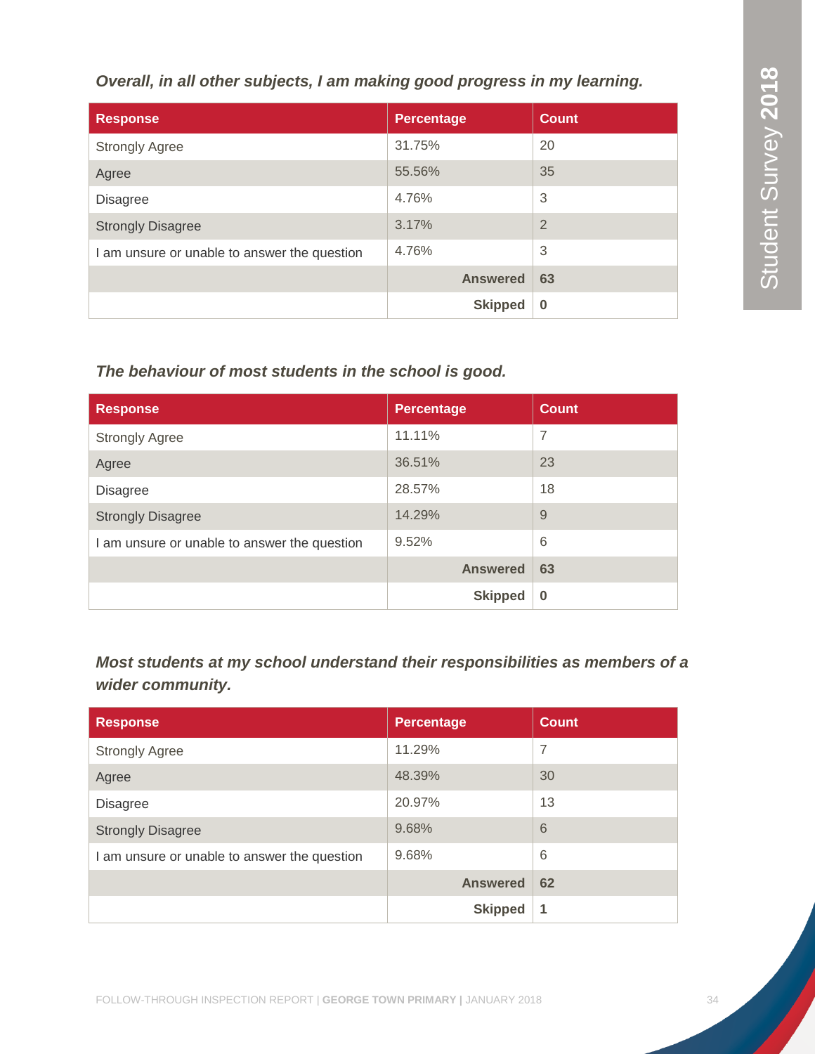*Overall, in all other subjects, I am making good progress in my learning.*

| Response | Percentage | Count |
|---|---|---|
| Strongly Agree | 31.75% | 20 |
| Agree | 55.56% | 35 |
| Disagree | 4.76% | 3 |
| Strongly Disagree | 3.17% | 2 |
| I am unsure or unable to answer the question | 4.76% | 3 |
| | **Answered** | **63** |
| | **Skipped** | **0** |

*The behaviour of most students in the school is good.*

| Response | Percentage | Count |
|---|---|---|
| Strongly Agree | 11.11% | 7 |
| Agree | 36.51% | 23 |
| Disagree | 28.57% | 18 |
| Strongly Disagree | 14.29% | 9 |
| I am unsure or unable to answer the question | 9.52% | 6 |
| | **Answered** | **63** |
| | **Skipped** | **0** |

*Most students at my school understand their responsibilities as members of a wider community.*

| Response | Percentage | Count |
|---|---|---|
| Strongly Agree | 11.29% | 7 |
| Agree | 48.39% | 30 |
| Disagree | 20.97% | 13 |
| Strongly Disagree | 9.68% | 6 |
| I am unsure or unable to answer the question | 9.68% | 6 |
| | **Answered** | **62** |
| | **Skipped** | **1** |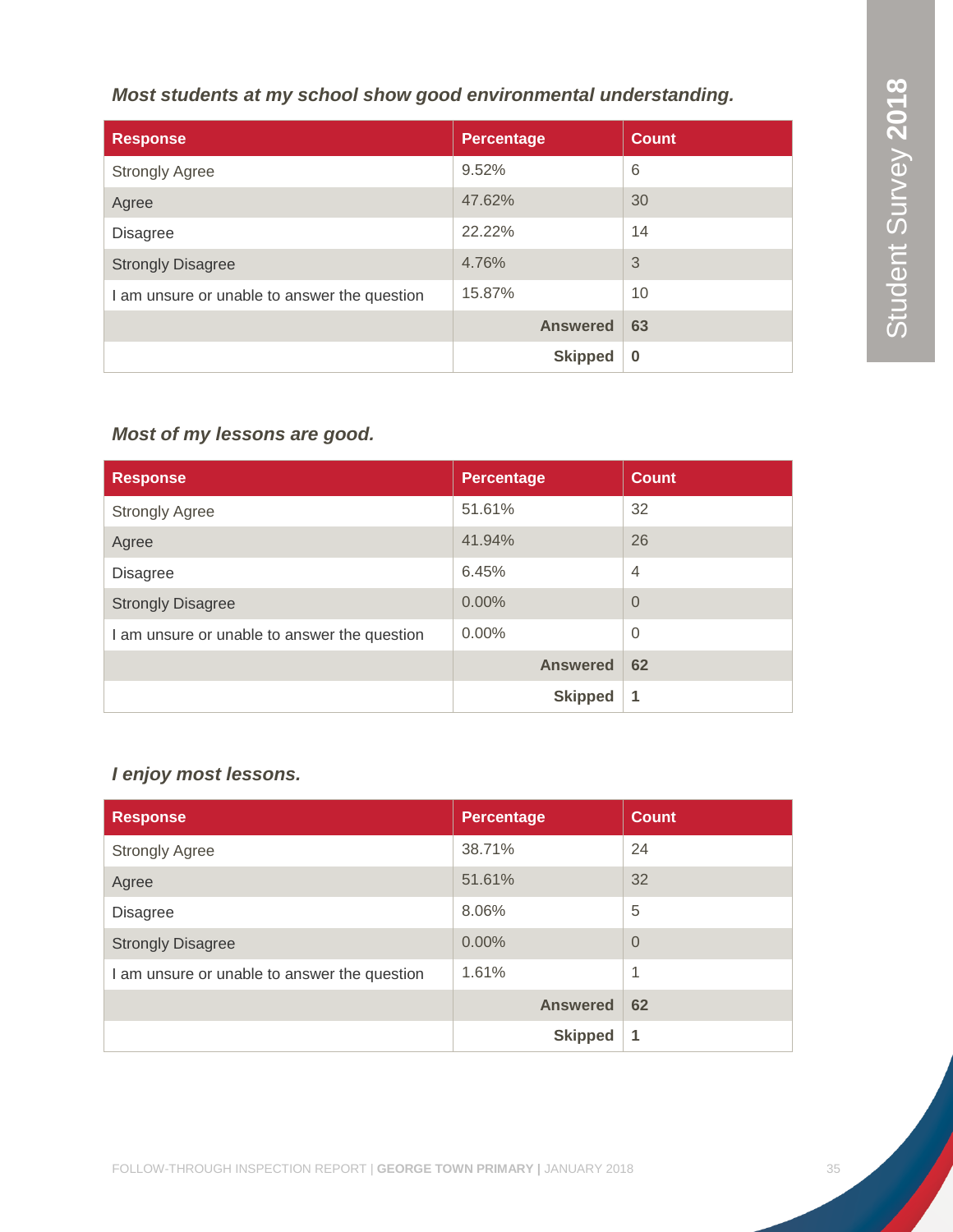*Most students at my school show good environmental understanding.*

| Response | Percentage | Count |
|---|---|---|
| Strongly Agree | 9.52% | 6 |
| Agree | 47.62% | 30 |
| Disagree | 22.22% | 14 |
| Strongly Disagree | 4.76% | 3 |
| I am unsure or unable to answer the question | 15.87% | 10 |
| | **Answered** | **63** |
| | **Skipped** | **0** |

*Most of my lessons are good.*

| Response | Percentage | Count |
|---|---|---|
| Strongly Agree | 51.61% | 32 |
| Agree | 41.94% | 26 |
| Disagree | 6.45% | 4 |
| Strongly Disagree | 0.00% | 0 |
| I am unsure or unable to answer the question | 0.00% | 0 |
| | **Answered** | **62** |
| | **Skipped** | **1** |

*I enjoy most lessons.*

| Response | Percentage | Count |
|---|---|---|
| Strongly Agree | 38.71% | 24 |
| Agree | 51.61% | 32 |
| Disagree | 8.06% | 5 |
| Strongly Disagree | 0.00% | 0 |
| I am unsure or unable to answer the question | 1.61% | 1 |
| | **Answered** | **62** |
| | **Skipped** | **1** |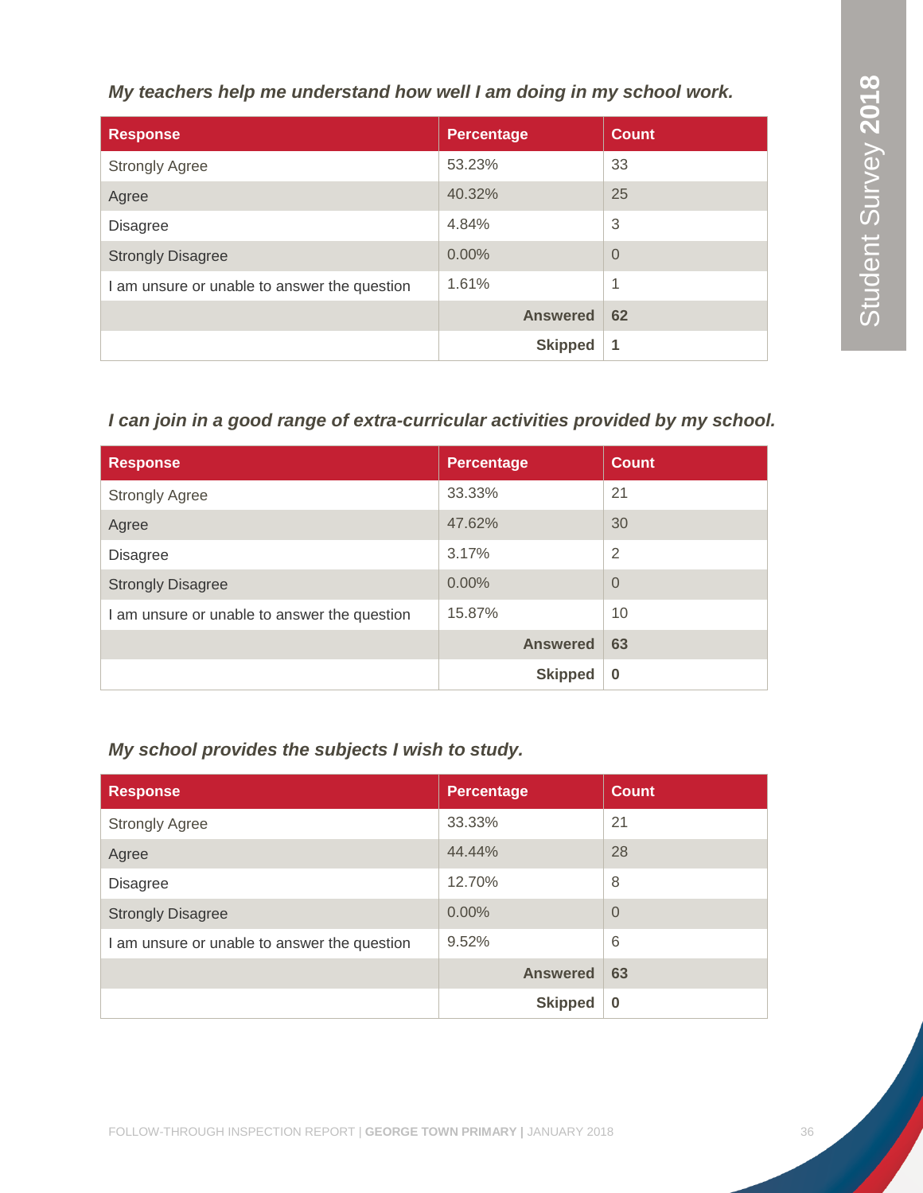*My teachers help me understand how well I am doing in my school work.*

| Response | Percentage | Count |
|---|---|---|
| Strongly Agree | 53.23% | 33 |
| Agree | 40.32% | 25 |
| Disagree | 4.84% | 3 |
| Strongly Disagree | 0.00% | 0 |
| I am unsure or unable to answer the question | 1.61% | 1 |
| | **Answered** | **62** |
| | **Skipped** | **1** |

*I can join in a good range of extra-curricular activities provided by my school.*

| Response | Percentage | Count |
|---|---|---|
| Strongly Agree | 33.33% | 21 |
| Agree | 47.62% | 30 |
| Disagree | 3.17% | 2 |
| Strongly Disagree | 0.00% | 0 |
| I am unsure or unable to answer the question | 15.87% | 10 |
| | **Answered** | **63** |
| | **Skipped** | **0** |

*My school provides the subjects I wish to study.*

| Response | Percentage | Count |
|---|---|---|
| Strongly Agree | 33.33% | 21 |
| Agree | 44.44% | 28 |
| Disagree | 12.70% | 8 |
| Strongly Disagree | 0.00% | 0 |
| I am unsure or unable to answer the question | 9.52% | 6 |
| | **Answered** | **63** |
| | **Skipped** | **0** |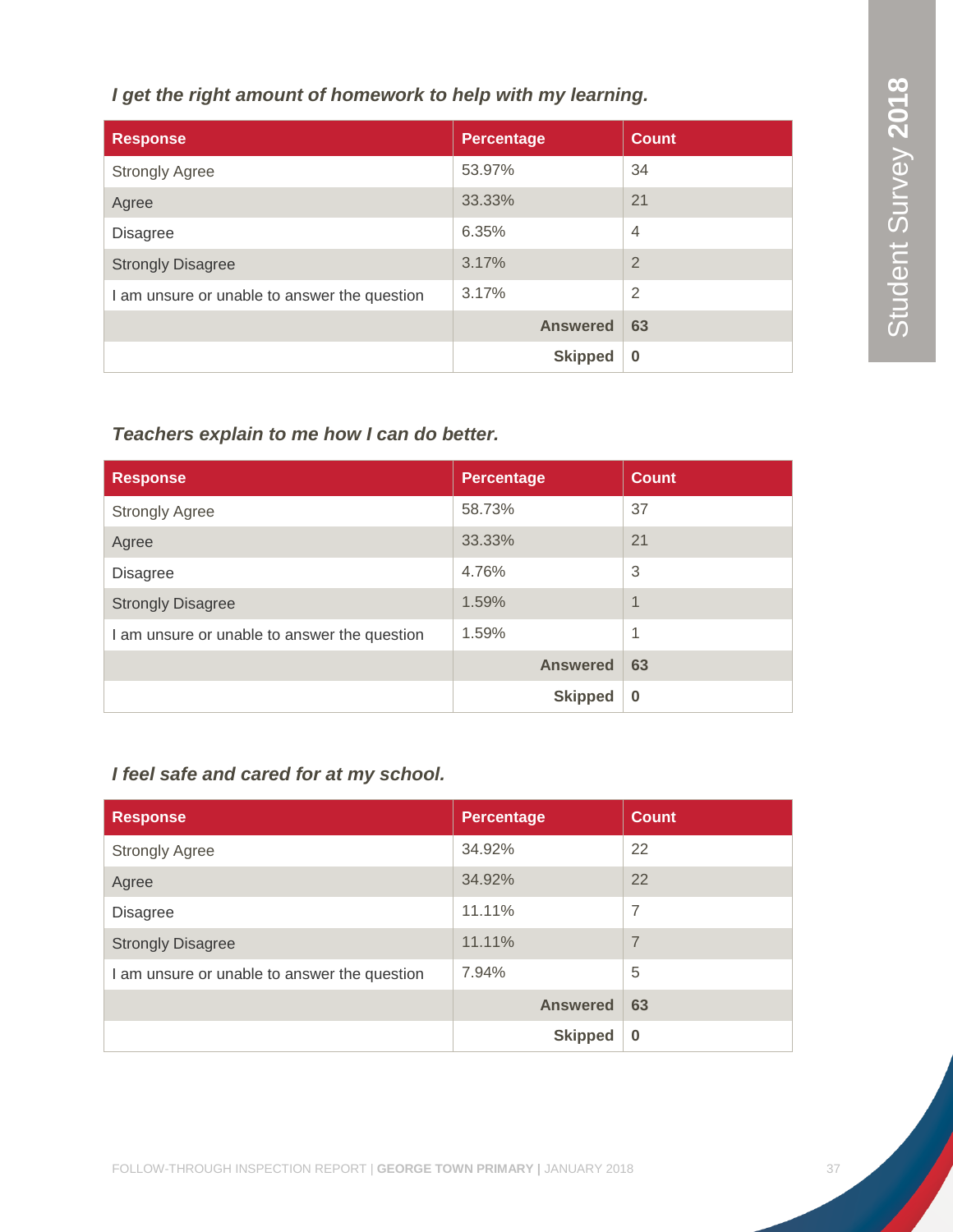*I get the right amount of homework to help with my learning.*

| Response | Percentage | Count |
| --- | --- | --- |
| Strongly Agree | 53.97% | 34 |
| Agree | 33.33% | 21 |
| Disagree | 6.35% | 4 |
| Strongly Disagree | 3.17% | 2 |
| I am unsure or unable to answer the question | 3.17% | 2 |
| | **Answered** | **63** |
| | **Skipped** | **0** |

*Teachers explain to me how I can do better.*

| Response | Percentage | Count |
| --- | --- | --- |
| Strongly Agree | 58.73% | 37 |
| Agree | 33.33% | 21 |
| Disagree | 4.76% | 3 |
| Strongly Disagree | 1.59% | 1 |
| I am unsure or unable to answer the question | 1.59% | 1 |
| | **Answered** | **63** |
| | **Skipped** | **0** |

*I feel safe and cared for at my school.*

| Response | Percentage | Count |
| --- | --- | --- |
| Strongly Agree | 34.92% | 22 |
| Agree | 34.92% | 22 |
| Disagree | 11.11% | 7 |
| Strongly Disagree | 11.11% | 7 |
| I am unsure or unable to answer the question | 7.94% | 5 |
| | **Answered** | **63** |
| | **Skipped** | **0** |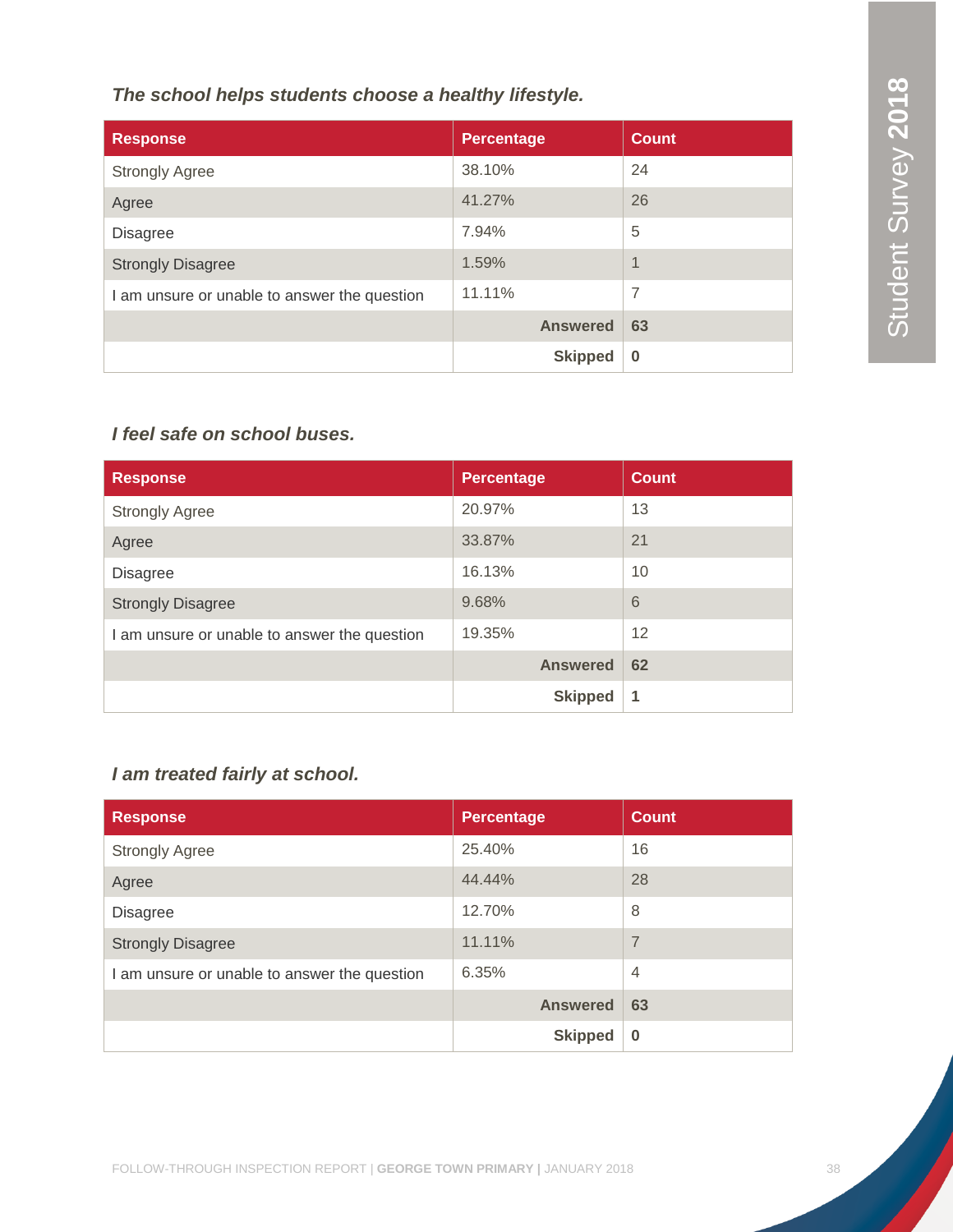*The school helps students choose a healthy lifestyle.*

| Response | Percentage | Count |
|---|---|---|
| Strongly Agree | 38.10% | 24 |
| Agree | 41.27% | 26 |
| Disagree | 7.94% | 5 |
| Strongly Disagree | 1.59% | 1 |
| I am unsure or unable to answer the question | 11.11% | 7 |
| | **Answered** | **63** |
| | **Skipped** | **0** |

*I feel safe on school buses.*

| Response | Percentage | Count |
|---|---|---|
| Strongly Agree | 20.97% | 13 |
| Agree | 33.87% | 21 |
| Disagree | 16.13% | 10 |
| Strongly Disagree | 9.68% | 6 |
| I am unsure or unable to answer the question | 19.35% | 12 |
| | **Answered** | **62** |
| | **Skipped** | **1** |

*I am treated fairly at school.*

| Response | Percentage | Count |
|---|---|---|
| Strongly Agree | 25.40% | 16 |
| Agree | 44.44% | 28 |
| Disagree | 12.70% | 8 |
| Strongly Disagree | 11.11% | 7 |
| I am unsure or unable to answer the question | 6.35% | 4 |
| | **Answered** | **63** |
| | **Skipped** | **0** |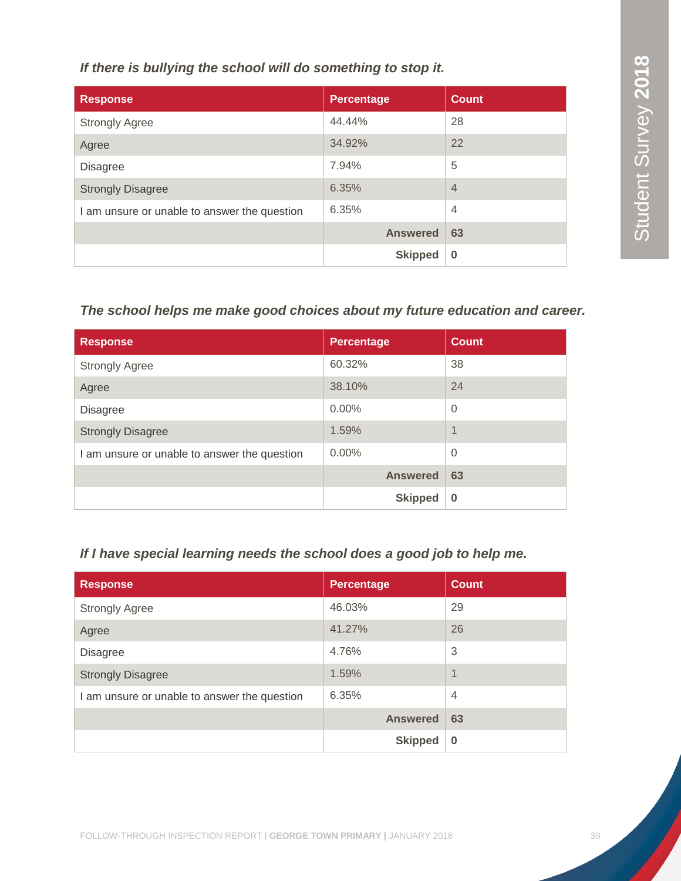*If there is bullying the school will do something to stop it.*

| Response | Percentage | Count |
|---|---|---|
| Strongly Agree | 44.44% | 28 |
| Agree | 34.92% | 22 |
| Disagree | 7.94% | 5 |
| Strongly Disagree | 6.35% | 4 |
| I am unsure or unable to answer the question | 6.35% | 4 |
| | **Answered** | **63** |
| | **Skipped** | **0** |

*The school helps me make good choices about my future education and career.*

| Response | Percentage | Count |
|---|---|---|
| Strongly Agree | 60.32% | 38 |
| Agree | 38.10% | 24 |
| Disagree | 0.00% | 0 |
| Strongly Disagree | 1.59% | 1 |
| I am unsure or unable to answer the question | 0.00% | 0 |
| | **Answered** | **63** |
| | **Skipped** | **0** |

*If I have special learning needs the school does a good job to help me.*

| Response | Percentage | Count |
|---|---|---|
| Strongly Agree | 46.03% | 29 |
| Agree | 41.27% | 26 |
| Disagree | 4.76% | 3 |
| Strongly Disagree | 1.59% | 1 |
| I am unsure or unable to answer the question | 6.35% | 4 |
| | **Answered** | **63** |
| | **Skipped** | **0** |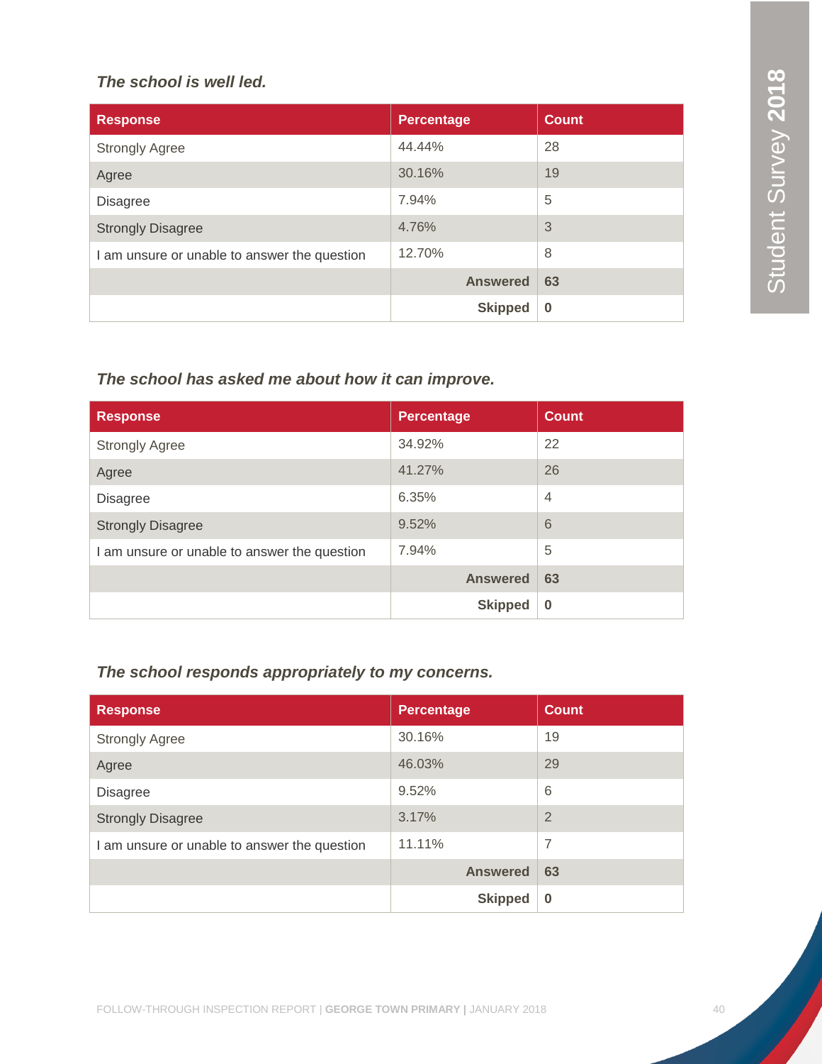*The school is well led.*

| Response | Percentage | Count |
|---|---|---|
| Strongly Agree | 44.44% | 28 |
| Agree | 30.16% | 19 |
| Disagree | 7.94% | 5 |
| Strongly Disagree | 4.76% | 3 |
| I am unsure or unable to answer the question | 12.70% | 8 |
| | **Answered** | **63** |
| | **Skipped** | **0** |

*The school has asked me about how it can improve.*

| Response | Percentage | Count |
|---|---|---|
| Strongly Agree | 34.92% | 22 |
| Agree | 41.27% | 26 |
| Disagree | 6.35% | 4 |
| Strongly Disagree | 9.52% | 6 |
| I am unsure or unable to answer the question | 7.94% | 5 |
| | **Answered** | **63** |
| | **Skipped** | **0** |

*The school responds appropriately to my concerns.*

| Response | Percentage | Count |
|---|---|---|
| Strongly Agree | 30.16% | 19 |
| Agree | 46.03% | 29 |
| Disagree | 9.52% | 6 |
| Strongly Disagree | 3.17% | 2 |
| I am unsure or unable to answer the question | 11.11% | 7 |
| | **Answered** | **63** |
| | **Skipped** | **0** |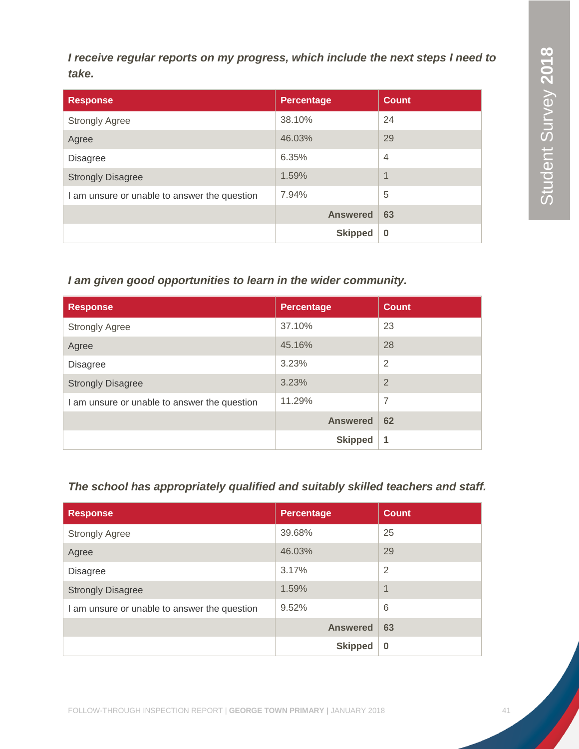*I receive regular reports on my progress, which include the next steps I need to take.*

| Response | Percentage | Count |
|---|---|---|
| Strongly Agree | 38.10% | 24 |
| Agree | 46.03% | 29 |
| Disagree | 6.35% | 4 |
| Strongly Disagree | 1.59% | 1 |
| I am unsure or unable to answer the question | 7.94% | 5 |
| | **Answered** | **63** |
| | **Skipped** | **0** |

*I am given good opportunities to learn in the wider community.*

| Response | Percentage | Count |
|---|---|---|
| Strongly Agree | 37.10% | 23 |
| Agree | 45.16% | 28 |
| Disagree | 3.23% | 2 |
| Strongly Disagree | 3.23% | 2 |
| I am unsure or unable to answer the question | 11.29% | 7 |
| | **Answered** | **62** |
| | **Skipped** | **1** |

*The school has appropriately qualified and suitably skilled teachers and staff.*

| Response | Percentage | Count |
|---|---|---|
| Strongly Agree | 39.68% | 25 |
| Agree | 46.03% | 29 |
| Disagree | 3.17% | 2 |
| Strongly Disagree | 1.59% | 1 |
| I am unsure or unable to answer the question | 9.52% | 6 |
| | **Answered** | **63** |
| | **Skipped** | **0** |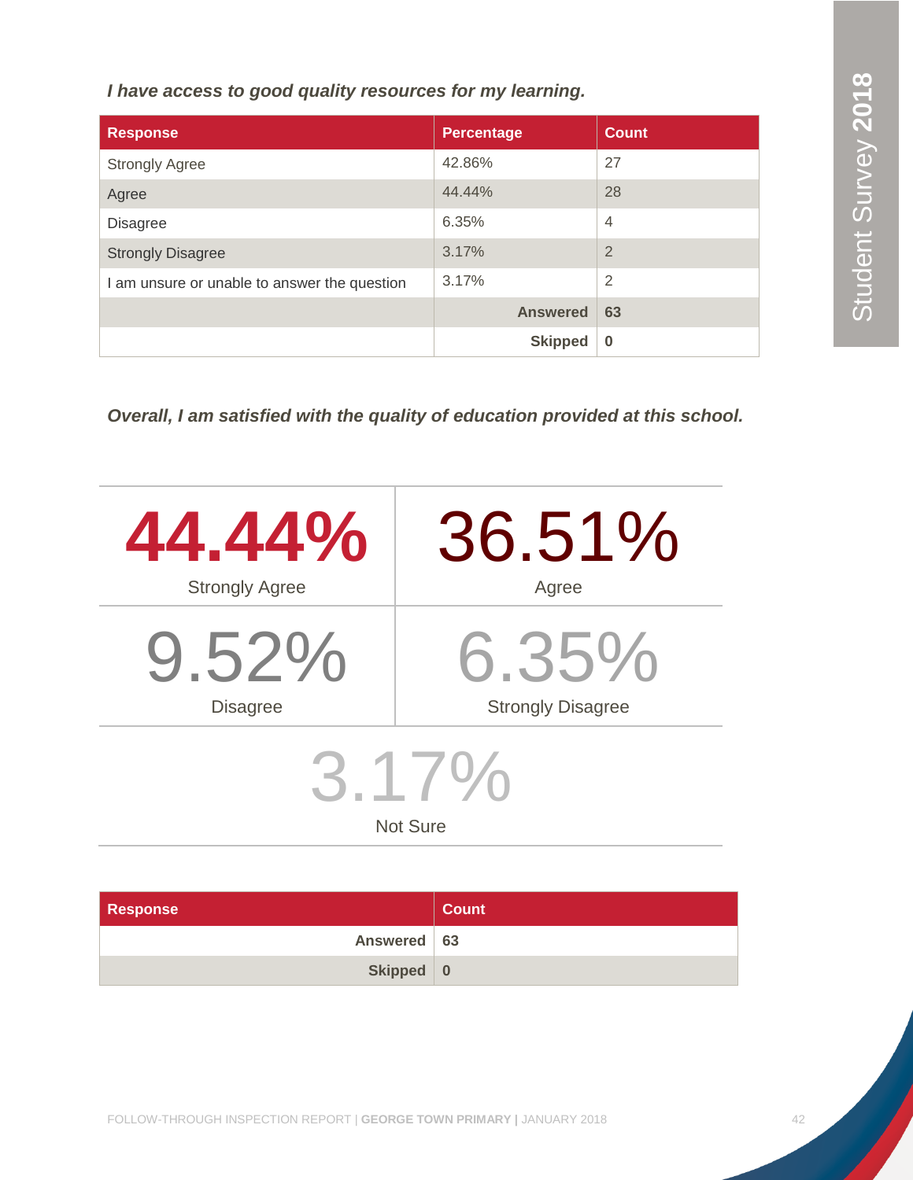*I have access to good quality resources for my learning.*

| Response | Percentage | Count |
|---|---|---|
| Strongly Agree | 42.86% | 27 |
| Agree | 44.44% | 28 |
| Disagree | 6.35% | 4 |
| Strongly Disagree | 3.17% | 2 |
| I am unsure or unable to answer the question | 3.17% | 2 |
| | **Answered** | **63** |
| | **Skipped** | **0** |

*Overall, I am satisfied with the quality of education provided at this school.*

| 44.44% | 36.51% |
|---|---|
| Strongly Agree | Agree |
| **9.52%** | **6.35%** |
| Disagree | Strongly Disagree |

| 3.17% |
|---|
| Not Sure |

| Response | Count |
|---|---|
| **Answered** | **63** |
| **Skipped** | **0** |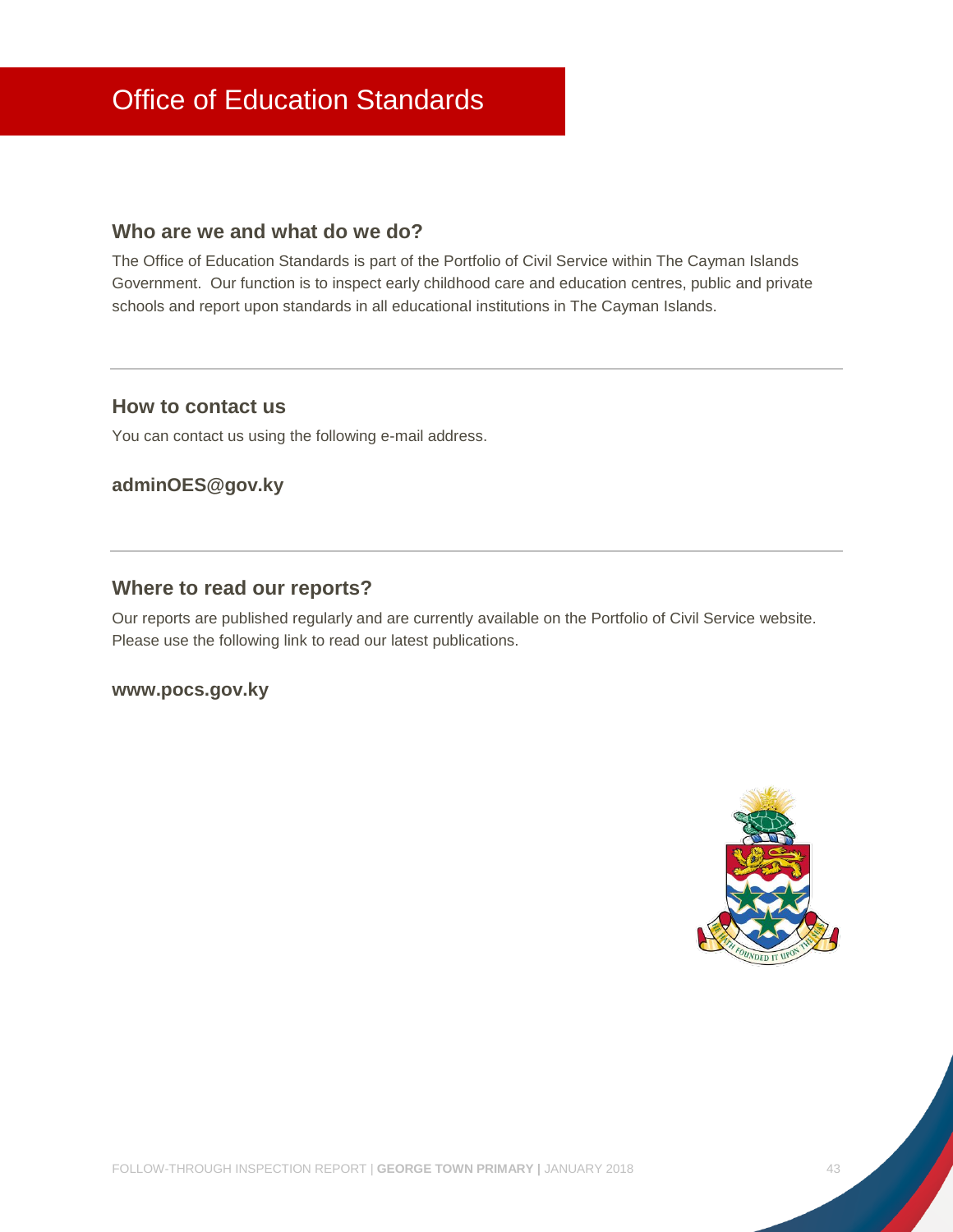# Office of Education Standards

## Who are we and what do we do?

The Office of Education Standards is part of the Portfolio of Civil Service within The Cayman Islands Government. Our function is to inspect early childhood care and education centres, public and private schools and report upon standards in all educational institutions in The Cayman Islands.

## How to contact us

You can contact us using the following e-mail address.

**adminOES@gov.ky**

## Where to read our reports?

Our reports are published regularly and are currently available on the Portfolio of Civil Service website. Please use the following link to read our latest publications.

**www.pocs.gov.ky**